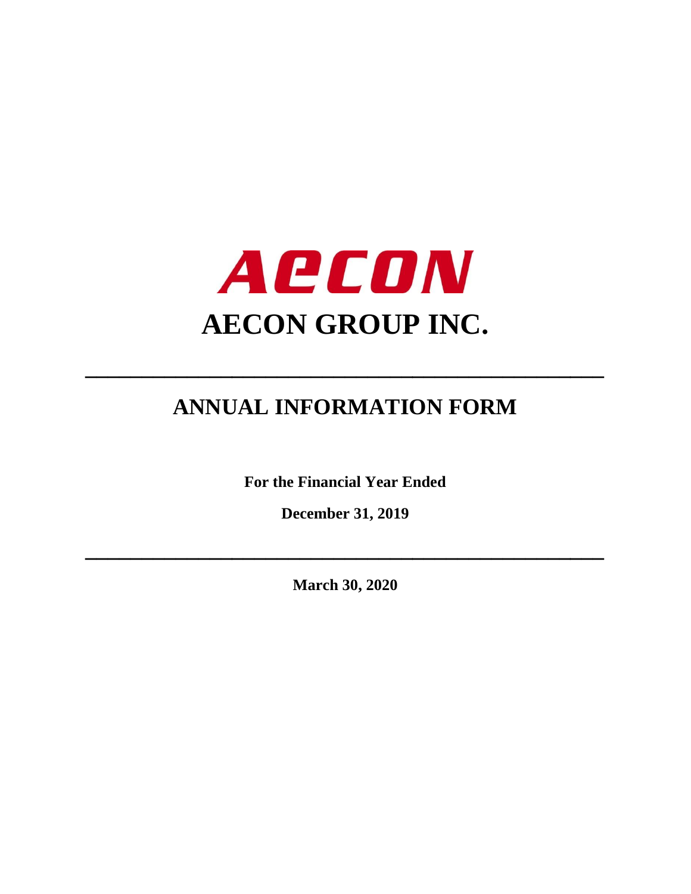AECON

# AECON GROUP INC.

---

# ANNUAL INFORMATION FORM

**For the Financial Year Ended**

**December 31, 2019**

---

**March 30, 2020**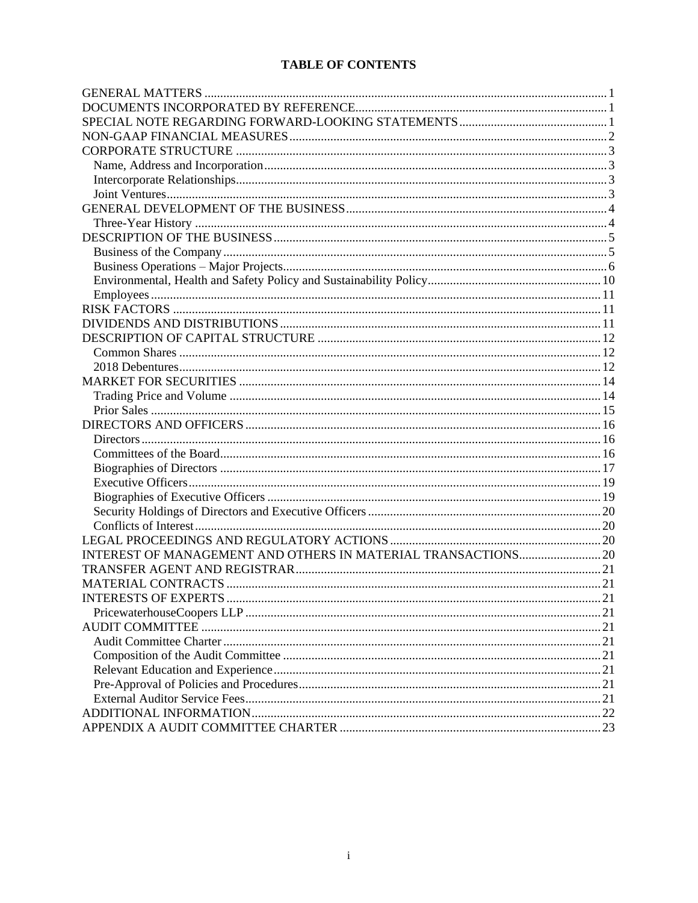# TABLE OF CONTENTS

| | |
|---|---|
| GENERAL MATTERS | 1 |
| DOCUMENTS INCORPORATED BY REFERENCE | 1 |
| SPECIAL NOTE REGARDING FORWARD-LOOKING STATEMENTS | 1 |
| NON-GAAP FINANCIAL MEASURES | 2 |
| CORPORATE STRUCTURE | 3 |
| Name, Address and Incorporation | 3 |
| Intercorporate Relationships | 3 |
| Joint Ventures | 3 |
| GENERAL DEVELOPMENT OF THE BUSINESS | 4 |
| Three-Year History | 4 |
| DESCRIPTION OF THE BUSINESS | 5 |
| Business of the Company | 5 |
| Business Operations – Major Projects | 6 |
| Environmental, Health and Safety Policy and Sustainability Policy | 10 |
| Employees | 11 |
| RISK FACTORS | 11 |
| DIVIDENDS AND DISTRIBUTIONS | 11 |
| DESCRIPTION OF CAPITAL STRUCTURE | 12 |
| Common Shares | 12 |
| 2018 Debentures | 12 |
| MARKET FOR SECURITIES | 14 |
| Trading Price and Volume | 14 |
| Prior Sales | 15 |
| DIRECTORS AND OFFICERS | 16 |
| Directors | 16 |
| Committees of the Board | 16 |
| Biographies of Directors | 17 |
| Executive Officers | 19 |
| Biographies of Executive Officers | 19 |
| Security Holdings of Directors and Executive Officers | 20 |
| Conflicts of Interest | 20 |
| LEGAL PROCEEDINGS AND REGULATORY ACTIONS | 20 |
| INTEREST OF MANAGEMENT AND OTHERS IN MATERIAL TRANSACTIONS | 20 |
| TRANSFER AGENT AND REGISTRAR | 21 |
| MATERIAL CONTRACTS | 21 |
| INTERESTS OF EXPERTS | 21 |
| PricewaterhouseCoopers LLP | 21 |
| AUDIT COMMITTEE | 21 |
| Audit Committee Charter | 21 |
| Composition of the Audit Committee | 21 |
| Relevant Education and Experience | 21 |
| Pre-Approval of Policies and Procedures | 21 |
| External Auditor Service Fees | 21 |
| ADDITIONAL INFORMATION | 22 |
| APPENDIX A AUDIT COMMITTEE CHARTER | 23 |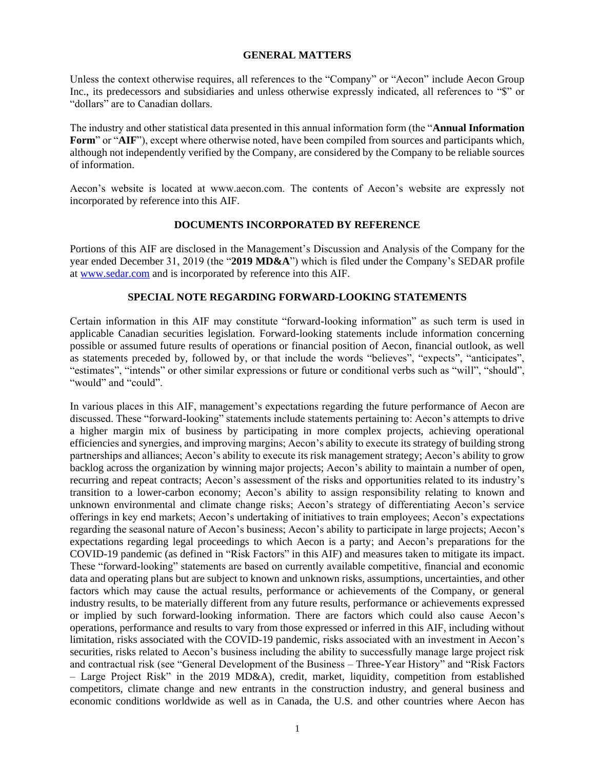## GENERAL MATTERS

Unless the context otherwise requires, all references to the "Company" or "Aecon" include Aecon Group Inc., its predecessors and subsidiaries and unless otherwise expressly indicated, all references to "$" or "dollars" are to Canadian dollars.

The industry and other statistical data presented in this annual information form (the "**Annual Information Form**" or "**AIF**"), except where otherwise noted, have been compiled from sources and participants which, although not independently verified by the Company, are considered by the Company to be reliable sources of information.

Aecon's website is located at www.aecon.com. The contents of Aecon's website are expressly not incorporated by reference into this AIF.

## DOCUMENTS INCORPORATED BY REFERENCE

Portions of this AIF are disclosed in the Management's Discussion and Analysis of the Company for the year ended December 31, 2019 (the "**2019 MD&A**") which is filed under the Company's SEDAR profile at www.sedar.com and is incorporated by reference into this AIF.

## SPECIAL NOTE REGARDING FORWARD-LOOKING STATEMENTS

Certain information in this AIF may constitute "forward-looking information" as such term is used in applicable Canadian securities legislation. Forward-looking statements include information concerning possible or assumed future results of operations or financial position of Aecon, financial outlook, as well as statements preceded by, followed by, or that include the words "believes", "expects", "anticipates", "estimates", "intends" or other similar expressions or future or conditional verbs such as "will", "should", "would" and "could".

In various places in this AIF, management's expectations regarding the future performance of Aecon are discussed. These "forward-looking" statements include statements pertaining to: Aecon's attempts to drive a higher margin mix of business by participating in more complex projects, achieving operational efficiencies and synergies, and improving margins; Aecon's ability to execute its strategy of building strong partnerships and alliances; Aecon's ability to execute its risk management strategy; Aecon's ability to grow backlog across the organization by winning major projects; Aecon's ability to maintain a number of open, recurring and repeat contracts; Aecon's assessment of the risks and opportunities related to its industry's transition to a lower-carbon economy; Aecon's ability to assign responsibility relating to known and unknown environmental and climate change risks; Aecon's strategy of differentiating Aecon's service offerings in key end markets; Aecon's undertaking of initiatives to train employees; Aecon's expectations regarding the seasonal nature of Aecon's business; Aecon's ability to participate in large projects; Aecon's expectations regarding legal proceedings to which Aecon is a party; and Aecon's preparations for the COVID-19 pandemic (as defined in "Risk Factors" in this AIF) and measures taken to mitigate its impact. These "forward-looking" statements are based on currently available competitive, financial and economic data and operating plans but are subject to known and unknown risks, assumptions, uncertainties, and other factors which may cause the actual results, performance or achievements of the Company, or general industry results, to be materially different from any future results, performance or achievements expressed or implied by such forward-looking information. There are factors which could also cause Aecon's operations, performance and results to vary from those expressed or inferred in this AIF, including without limitation, risks associated with the COVID-19 pandemic, risks associated with an investment in Aecon's securities, risks related to Aecon's business including the ability to successfully manage large project risk and contractual risk (see "General Development of the Business – Three-Year History" and "Risk Factors – Large Project Risk" in the 2019 MD&A), credit, market, liquidity, competition from established competitors, climate change and new entrants in the construction industry, and general business and economic conditions worldwide as well as in Canada, the U.S. and other countries where Aecon has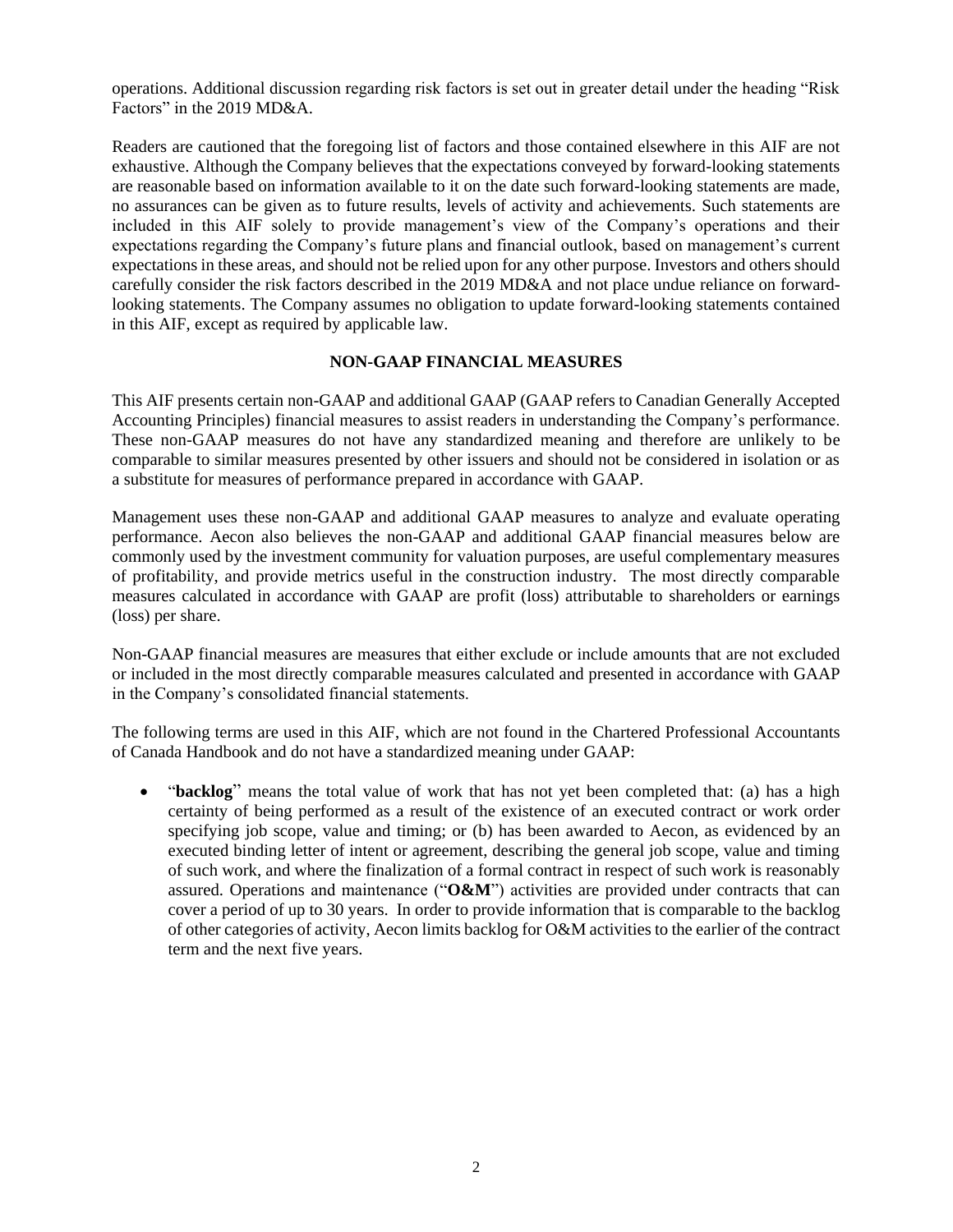operations. Additional discussion regarding risk factors is set out in greater detail under the heading "Risk Factors" in the 2019 MD&A.

Readers are cautioned that the foregoing list of factors and those contained elsewhere in this AIF are not exhaustive. Although the Company believes that the expectations conveyed by forward-looking statements are reasonable based on information available to it on the date such forward-looking statements are made, no assurances can be given as to future results, levels of activity and achievements. Such statements are included in this AIF solely to provide management's view of the Company's operations and their expectations regarding the Company's future plans and financial outlook, based on management's current expectations in these areas, and should not be relied upon for any other purpose. Investors and others should carefully consider the risk factors described in the 2019 MD&A and not place undue reliance on forward-looking statements. The Company assumes no obligation to update forward-looking statements contained in this AIF, except as required by applicable law.

## NON-GAAP FINANCIAL MEASURES

This AIF presents certain non-GAAP and additional GAAP (GAAP refers to Canadian Generally Accepted Accounting Principles) financial measures to assist readers in understanding the Company's performance. These non-GAAP measures do not have any standardized meaning and therefore are unlikely to be comparable to similar measures presented by other issuers and should not be considered in isolation or as a substitute for measures of performance prepared in accordance with GAAP.

Management uses these non-GAAP and additional GAAP measures to analyze and evaluate operating performance. Aecon also believes the non-GAAP and additional GAAP financial measures below are commonly used by the investment community for valuation purposes, are useful complementary measures of profitability, and provide metrics useful in the construction industry. The most directly comparable measures calculated in accordance with GAAP are profit (loss) attributable to shareholders or earnings (loss) per share.

Non-GAAP financial measures are measures that either exclude or include amounts that are not excluded or included in the most directly comparable measures calculated and presented in accordance with GAAP in the Company's consolidated financial statements.

The following terms are used in this AIF, which are not found in the Chartered Professional Accountants of Canada Handbook and do not have a standardized meaning under GAAP:

- "**backlog**" means the total value of work that has not yet been completed that: (a) has a high certainty of being performed as a result of the existence of an executed contract or work order specifying job scope, value and timing; or (b) has been awarded to Aecon, as evidenced by an executed binding letter of intent or agreement, describing the general job scope, value and timing of such work, and where the finalization of a formal contract in respect of such work is reasonably assured. Operations and maintenance ("**O&M**") activities are provided under contracts that can cover a period of up to 30 years. In order to provide information that is comparable to the backlog of other categories of activity, Aecon limits backlog for O&M activities to the earlier of the contract term and the next five years.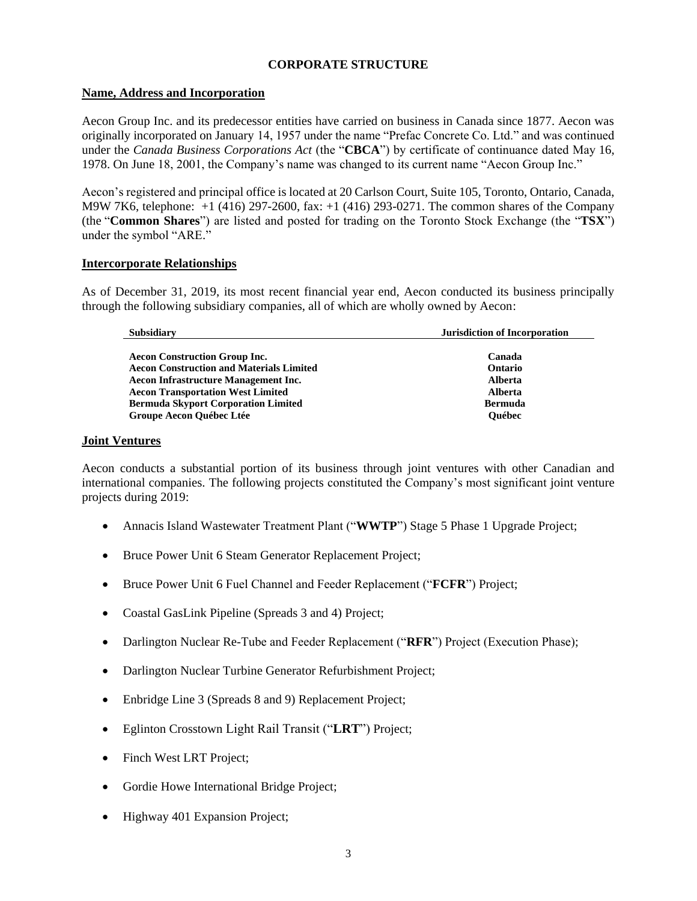# CORPORATE STRUCTURE

## Name, Address and Incorporation

Aecon Group Inc. and its predecessor entities have carried on business in Canada since 1877. Aecon was originally incorporated on January 14, 1957 under the name "Prefac Concrete Co. Ltd." and was continued under the *Canada Business Corporations Act* (the "**CBCA**") by certificate of continuance dated May 16, 1978. On June 18, 2001, the Company's name was changed to its current name "Aecon Group Inc."

Aecon's registered and principal office is located at 20 Carlson Court, Suite 105, Toronto, Ontario, Canada, M9W 7K6, telephone: +1 (416) 297-2600, fax: +1 (416) 293-0271. The common shares of the Company (the "**Common Shares**") are listed and posted for trading on the Toronto Stock Exchange (the "**TSX**") under the symbol "ARE."

## Intercorporate Relationships

As of December 31, 2019, its most recent financial year end, Aecon conducted its business principally through the following subsidiary companies, all of which are wholly owned by Aecon:

| Subsidiary | Jurisdiction of Incorporation |
|---|---|
| **Aecon Construction Group Inc.** | **Canada** |
| **Aecon Construction and Materials Limited** | **Ontario** |
| **Aecon Infrastructure Management Inc.** | **Alberta** |
| **Aecon Transportation West Limited** | **Alberta** |
| **Bermuda Skyport Corporation Limited** | **Bermuda** |
| **Groupe Aecon Québec Ltée** | **Québec** |

## Joint Ventures

Aecon conducts a substantial portion of its business through joint ventures with other Canadian and international companies. The following projects constituted the Company's most significant joint venture projects during 2019:

- Annacis Island Wastewater Treatment Plant ("**WWTP**") Stage 5 Phase 1 Upgrade Project;
- Bruce Power Unit 6 Steam Generator Replacement Project;
- Bruce Power Unit 6 Fuel Channel and Feeder Replacement ("**FCFR**") Project;
- Coastal GasLink Pipeline (Spreads 3 and 4) Project;
- Darlington Nuclear Re-Tube and Feeder Replacement ("**RFR**") Project (Execution Phase);
- Darlington Nuclear Turbine Generator Refurbishment Project;
- Enbridge Line 3 (Spreads 8 and 9) Replacement Project;
- Eglinton Crosstown Light Rail Transit ("**LRT**") Project;
- Finch West LRT Project;
- Gordie Howe International Bridge Project;
- Highway 401 Expansion Project;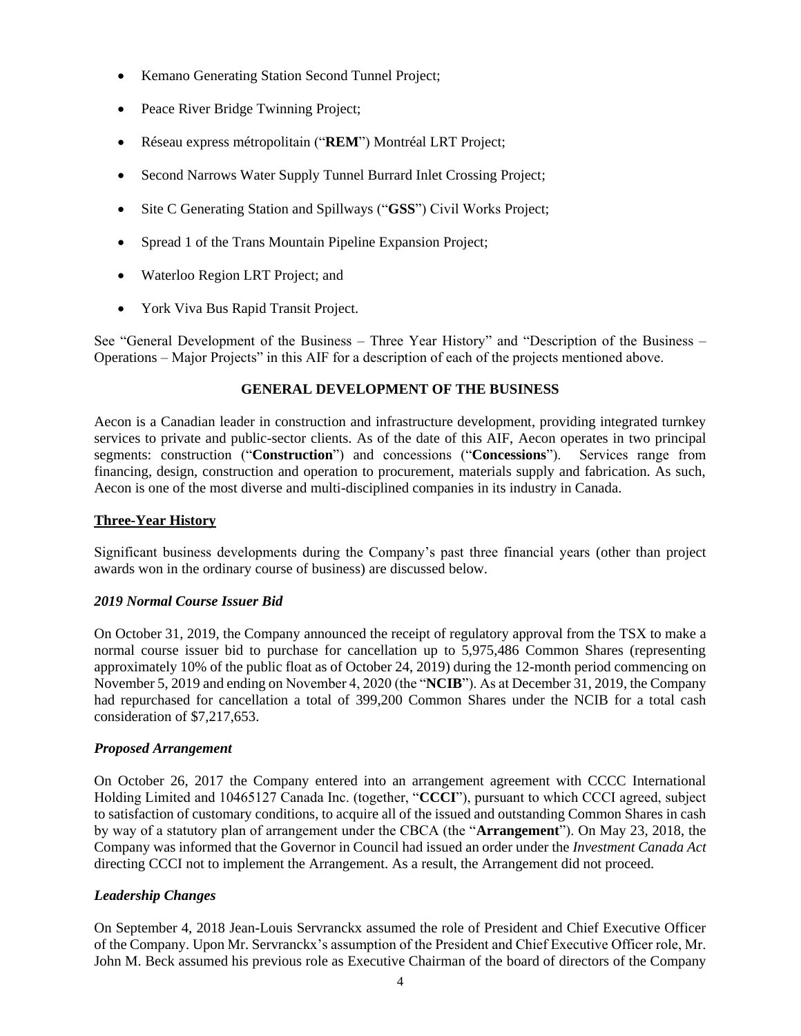- Kemano Generating Station Second Tunnel Project;
- Peace River Bridge Twinning Project;
- Réseau express métropolitain ("**REM**") Montréal LRT Project;
- Second Narrows Water Supply Tunnel Burrard Inlet Crossing Project;
- Site C Generating Station and Spillways ("**GSS**") Civil Works Project;
- Spread 1 of the Trans Mountain Pipeline Expansion Project;
- Waterloo Region LRT Project; and
- York Viva Bus Rapid Transit Project.

See "General Development of the Business – Three Year History" and "Description of the Business – Operations – Major Projects" in this AIF for a description of each of the projects mentioned above.

## GENERAL DEVELOPMENT OF THE BUSINESS

Aecon is a Canadian leader in construction and infrastructure development, providing integrated turnkey services to private and public-sector clients. As of the date of this AIF, Aecon operates in two principal segments: construction ("**Construction**") and concessions ("**Concessions**"). Services range from financing, design, construction and operation to procurement, materials supply and fabrication. As such, Aecon is one of the most diverse and multi-disciplined companies in its industry in Canada.

### Three-Year History

Significant business developments during the Company's past three financial years (other than project awards won in the ordinary course of business) are discussed below.

#### *2019 Normal Course Issuer Bid*

On October 31, 2019, the Company announced the receipt of regulatory approval from the TSX to make a normal course issuer bid to purchase for cancellation up to 5,975,486 Common Shares (representing approximately 10% of the public float as of October 24, 2019) during the 12-month period commencing on November 5, 2019 and ending on November 4, 2020 (the "**NCIB**"). As at December 31, 2019, the Company had repurchased for cancellation a total of 399,200 Common Shares under the NCIB for a total cash consideration of $7,217,653.

#### *Proposed Arrangement*

On October 26, 2017 the Company entered into an arrangement agreement with CCCC International Holding Limited and 10465127 Canada Inc. (together, "**CCCI**"), pursuant to which CCCI agreed, subject to satisfaction of customary conditions, to acquire all of the issued and outstanding Common Shares in cash by way of a statutory plan of arrangement under the CBCA (the "**Arrangement**"). On May 23, 2018, the Company was informed that the Governor in Council had issued an order under the *Investment Canada Act* directing CCCI not to implement the Arrangement. As a result, the Arrangement did not proceed.

#### *Leadership Changes*

On September 4, 2018 Jean-Louis Servranckx assumed the role of President and Chief Executive Officer of the Company. Upon Mr. Servranckx's assumption of the President and Chief Executive Officer role, Mr. John M. Beck assumed his previous role as Executive Chairman of the board of directors of the Company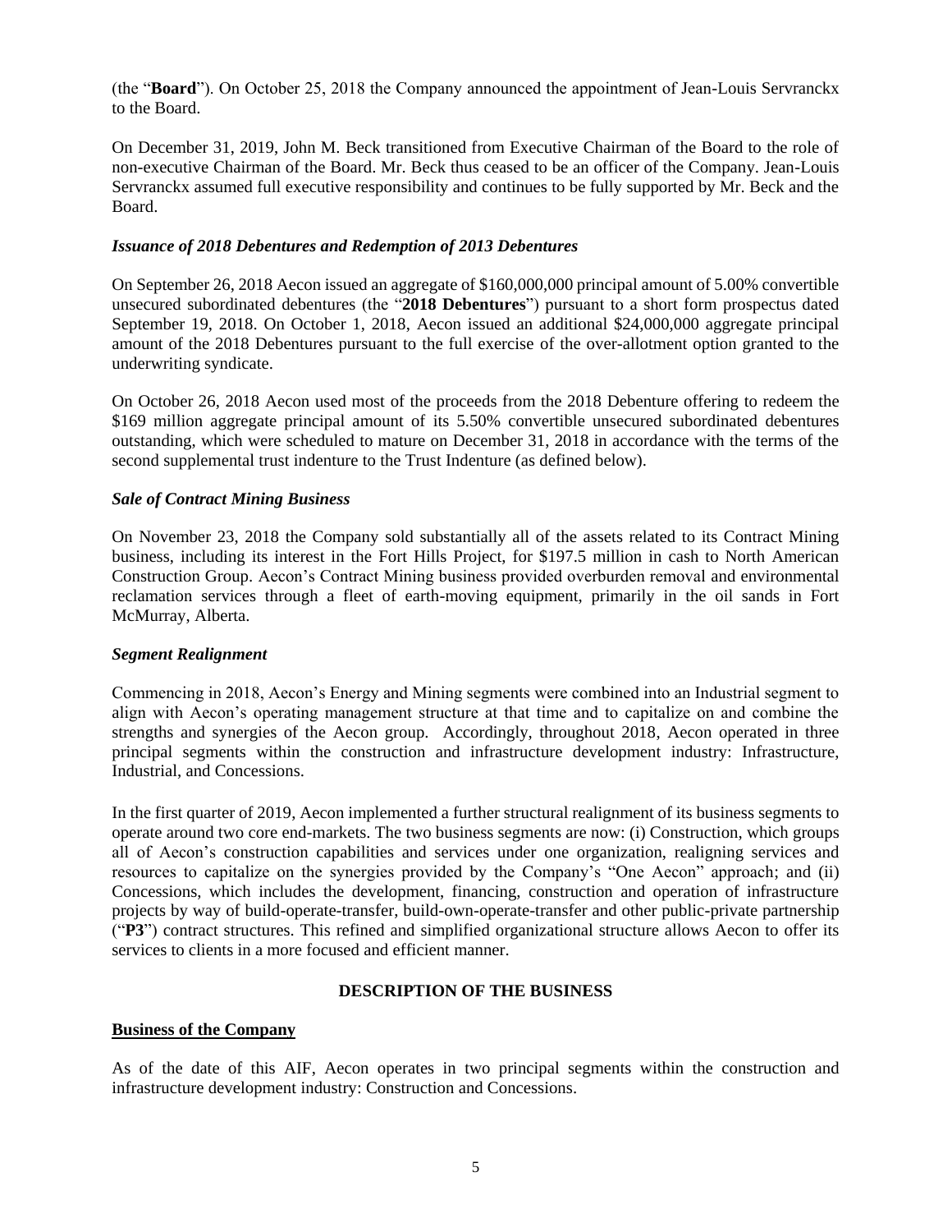(the "**Board**"). On October 25, 2018 the Company announced the appointment of Jean-Louis Servranckx to the Board.

On December 31, 2019, John M. Beck transitioned from Executive Chairman of the Board to the role of non-executive Chairman of the Board. Mr. Beck thus ceased to be an officer of the Company. Jean-Louis Servranckx assumed full executive responsibility and continues to be fully supported by Mr. Beck and the Board.

***Issuance of 2018 Debentures and Redemption of 2013 Debentures***

On September 26, 2018 Aecon issued an aggregate of $160,000,000 principal amount of 5.00% convertible unsecured subordinated debentures (the "**2018 Debentures**") pursuant to a short form prospectus dated September 19, 2018. On October 1, 2018, Aecon issued an additional $24,000,000 aggregate principal amount of the 2018 Debentures pursuant to the full exercise of the over-allotment option granted to the underwriting syndicate.

On October 26, 2018 Aecon used most of the proceeds from the 2018 Debenture offering to redeem the $169 million aggregate principal amount of its 5.50% convertible unsecured subordinated debentures outstanding, which were scheduled to mature on December 31, 2018 in accordance with the terms of the second supplemental trust indenture to the Trust Indenture (as defined below).

***Sale of Contract Mining Business***

On November 23, 2018 the Company sold substantially all of the assets related to its Contract Mining business, including its interest in the Fort Hills Project, for $197.5 million in cash to North American Construction Group. Aecon's Contract Mining business provided overburden removal and environmental reclamation services through a fleet of earth-moving equipment, primarily in the oil sands in Fort McMurray, Alberta.

***Segment Realignment***

Commencing in 2018, Aecon's Energy and Mining segments were combined into an Industrial segment to align with Aecon's operating management structure at that time and to capitalize on and combine the strengths and synergies of the Aecon group. Accordingly, throughout 2018, Aecon operated in three principal segments within the construction and infrastructure development industry: Infrastructure, Industrial, and Concessions.

In the first quarter of 2019, Aecon implemented a further structural realignment of its business segments to operate around two core end-markets. The two business segments are now: (i) Construction, which groups all of Aecon's construction capabilities and services under one organization, realigning services and resources to capitalize on the synergies provided by the Company's "One Aecon" approach; and (ii) Concessions, which includes the development, financing, construction and operation of infrastructure projects by way of build-operate-transfer, build-own-operate-transfer and other public-private partnership ("**P3**") contract structures. This refined and simplified organizational structure allows Aecon to offer its services to clients in a more focused and efficient manner.

## DESCRIPTION OF THE BUSINESS

### Business of the Company

As of the date of this AIF, Aecon operates in two principal segments within the construction and infrastructure development industry: Construction and Concessions.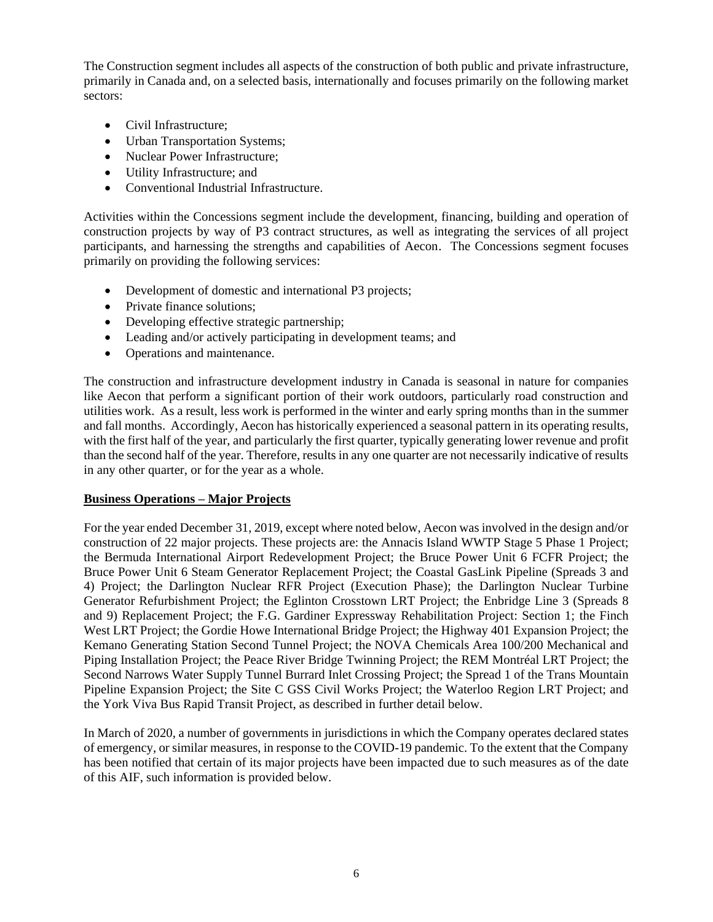The Construction segment includes all aspects of the construction of both public and private infrastructure, primarily in Canada and, on a selected basis, internationally and focuses primarily on the following market sectors:

- Civil Infrastructure;
- Urban Transportation Systems;
- Nuclear Power Infrastructure;
- Utility Infrastructure; and
- Conventional Industrial Infrastructure.

Activities within the Concessions segment include the development, financing, building and operation of construction projects by way of P3 contract structures, as well as integrating the services of all project participants, and harnessing the strengths and capabilities of Aecon. The Concessions segment focuses primarily on providing the following services:

- Development of domestic and international P3 projects;
- Private finance solutions;
- Developing effective strategic partnership;
- Leading and/or actively participating in development teams; and
- Operations and maintenance.

The construction and infrastructure development industry in Canada is seasonal in nature for companies like Aecon that perform a significant portion of their work outdoors, particularly road construction and utilities work. As a result, less work is performed in the winter and early spring months than in the summer and fall months. Accordingly, Aecon has historically experienced a seasonal pattern in its operating results, with the first half of the year, and particularly the first quarter, typically generating lower revenue and profit than the second half of the year. Therefore, results in any one quarter are not necessarily indicative of results in any other quarter, or for the year as a whole.

**Business Operations – Major Projects**

For the year ended December 31, 2019, except where noted below, Aecon was involved in the design and/or construction of 22 major projects. These projects are: the Annacis Island WWTP Stage 5 Phase 1 Project; the Bermuda International Airport Redevelopment Project; the Bruce Power Unit 6 FCFR Project; the Bruce Power Unit 6 Steam Generator Replacement Project; the Coastal GasLink Pipeline (Spreads 3 and 4) Project; the Darlington Nuclear RFR Project (Execution Phase); the Darlington Nuclear Turbine Generator Refurbishment Project; the Eglinton Crosstown LRT Project; the Enbridge Line 3 (Spreads 8 and 9) Replacement Project; the F.G. Gardiner Expressway Rehabilitation Project: Section 1; the Finch West LRT Project; the Gordie Howe International Bridge Project; the Highway 401 Expansion Project; the Kemano Generating Station Second Tunnel Project; the NOVA Chemicals Area 100/200 Mechanical and Piping Installation Project; the Peace River Bridge Twinning Project; the REM Montréal LRT Project; the Second Narrows Water Supply Tunnel Burrard Inlet Crossing Project; the Spread 1 of the Trans Mountain Pipeline Expansion Project; the Site C GSS Civil Works Project; the Waterloo Region LRT Project; and the York Viva Bus Rapid Transit Project, as described in further detail below.

In March of 2020, a number of governments in jurisdictions in which the Company operates declared states of emergency, or similar measures, in response to the COVID-19 pandemic. To the extent that the Company has been notified that certain of its major projects have been impacted due to such measures as of the date of this AIF, such information is provided below.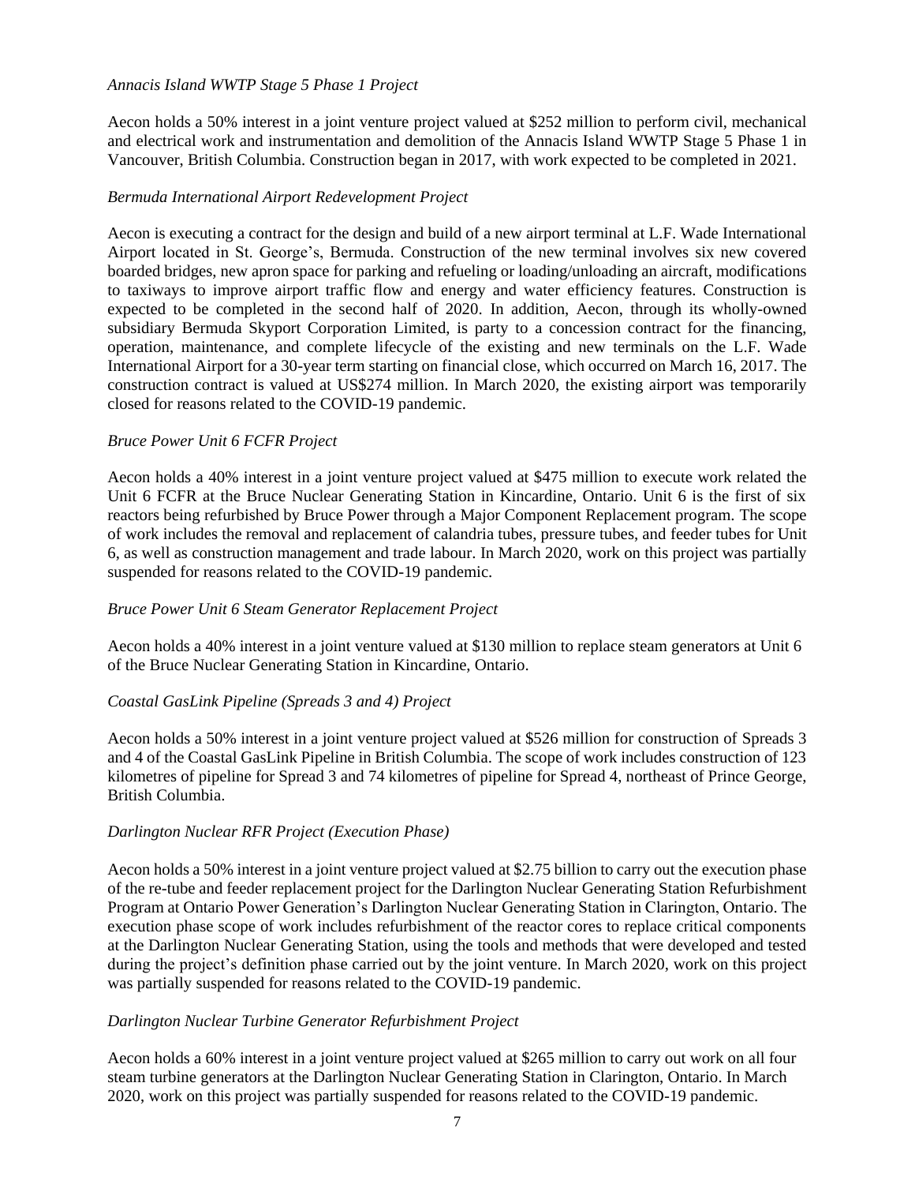*Annacis Island WWTP Stage 5 Phase 1 Project*

Aecon holds a 50% interest in a joint venture project valued at $252 million to perform civil, mechanical and electrical work and instrumentation and demolition of the Annacis Island WWTP Stage 5 Phase 1 in Vancouver, British Columbia. Construction began in 2017, with work expected to be completed in 2021.

*Bermuda International Airport Redevelopment Project*

Aecon is executing a contract for the design and build of a new airport terminal at L.F. Wade International Airport located in St. George's, Bermuda. Construction of the new terminal involves six new covered boarded bridges, new apron space for parking and refueling or loading/unloading an aircraft, modifications to taxiways to improve airport traffic flow and energy and water efficiency features. Construction is expected to be completed in the second half of 2020. In addition, Aecon, through its wholly-owned subsidiary Bermuda Skyport Corporation Limited, is party to a concession contract for the financing, operation, maintenance, and complete lifecycle of the existing and new terminals on the L.F. Wade International Airport for a 30-year term starting on financial close, which occurred on March 16, 2017. The construction contract is valued at US$274 million. In March 2020, the existing airport was temporarily closed for reasons related to the COVID-19 pandemic.

*Bruce Power Unit 6 FCFR Project*

Aecon holds a 40% interest in a joint venture project valued at $475 million to execute work related the Unit 6 FCFR at the Bruce Nuclear Generating Station in Kincardine, Ontario. Unit 6 is the first of six reactors being refurbished by Bruce Power through a Major Component Replacement program. The scope of work includes the removal and replacement of calandria tubes, pressure tubes, and feeder tubes for Unit 6, as well as construction management and trade labour. In March 2020, work on this project was partially suspended for reasons related to the COVID-19 pandemic.

*Bruce Power Unit 6 Steam Generator Replacement Project*

Aecon holds a 40% interest in a joint venture valued at $130 million to replace steam generators at Unit 6 of the Bruce Nuclear Generating Station in Kincardine, Ontario.

*Coastal GasLink Pipeline (Spreads 3 and 4) Project*

Aecon holds a 50% interest in a joint venture project valued at $526 million for construction of Spreads 3 and 4 of the Coastal GasLink Pipeline in British Columbia. The scope of work includes construction of 123 kilometres of pipeline for Spread 3 and 74 kilometres of pipeline for Spread 4, northeast of Prince George, British Columbia.

*Darlington Nuclear RFR Project (Execution Phase)*

Aecon holds a 50% interest in a joint venture project valued at $2.75 billion to carry out the execution phase of the re-tube and feeder replacement project for the Darlington Nuclear Generating Station Refurbishment Program at Ontario Power Generation's Darlington Nuclear Generating Station in Clarington, Ontario. The execution phase scope of work includes refurbishment of the reactor cores to replace critical components at the Darlington Nuclear Generating Station, using the tools and methods that were developed and tested during the project's definition phase carried out by the joint venture. In March 2020, work on this project was partially suspended for reasons related to the COVID-19 pandemic.

*Darlington Nuclear Turbine Generator Refurbishment Project*

Aecon holds a 60% interest in a joint venture project valued at $265 million to carry out work on all four steam turbine generators at the Darlington Nuclear Generating Station in Clarington, Ontario. In March 2020, work on this project was partially suspended for reasons related to the COVID-19 pandemic.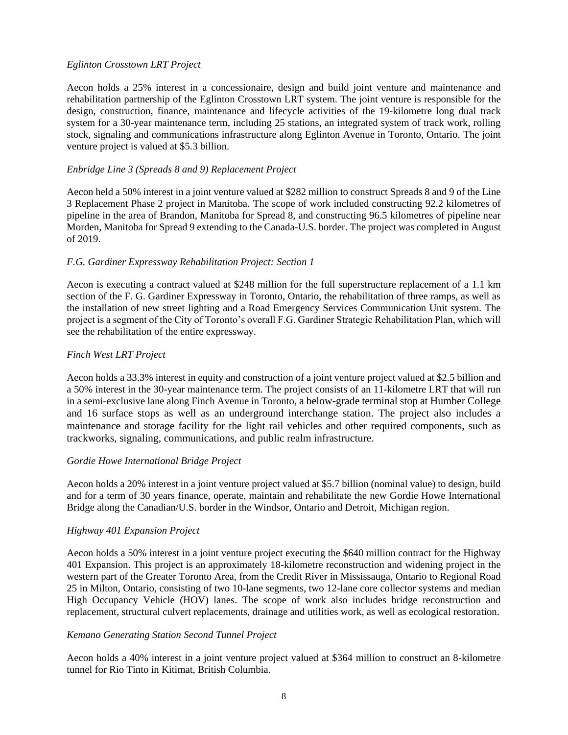*Eglinton Crosstown LRT Project*

Aecon holds a 25% interest in a concessionaire, design and build joint venture and maintenance and rehabilitation partnership of the Eglinton Crosstown LRT system. The joint venture is responsible for the design, construction, finance, maintenance and lifecycle activities of the 19-kilometre long dual track system for a 30-year maintenance term, including 25 stations, an integrated system of track work, rolling stock, signaling and communications infrastructure along Eglinton Avenue in Toronto, Ontario. The joint venture project is valued at $5.3 billion.

*Enbridge Line 3 (Spreads 8 and 9) Replacement Project*

Aecon held a 50% interest in a joint venture valued at $282 million to construct Spreads 8 and 9 of the Line 3 Replacement Phase 2 project in Manitoba. The scope of work included constructing 92.2 kilometres of pipeline in the area of Brandon, Manitoba for Spread 8, and constructing 96.5 kilometres of pipeline near Morden, Manitoba for Spread 9 extending to the Canada-U.S. border. The project was completed in August of 2019.

*F.G. Gardiner Expressway Rehabilitation Project: Section 1*

Aecon is executing a contract valued at $248 million for the full superstructure replacement of a 1.1 km section of the F. G. Gardiner Expressway in Toronto, Ontario, the rehabilitation of three ramps, as well as the installation of new street lighting and a Road Emergency Services Communication Unit system. The project is a segment of the City of Toronto's overall F.G. Gardiner Strategic Rehabilitation Plan, which will see the rehabilitation of the entire expressway.

*Finch West LRT Project*

Aecon holds a 33.3% interest in equity and construction of a joint venture project valued at $2.5 billion and a 50% interest in the 30-year maintenance term. The project consists of an 11-kilometre LRT that will run in a semi-exclusive lane along Finch Avenue in Toronto, a below-grade terminal stop at Humber College and 16 surface stops as well as an underground interchange station. The project also includes a maintenance and storage facility for the light rail vehicles and other required components, such as trackworks, signaling, communications, and public realm infrastructure.

*Gordie Howe International Bridge Project*

Aecon holds a 20% interest in a joint venture project valued at $5.7 billion (nominal value) to design, build and for a term of 30 years finance, operate, maintain and rehabilitate the new Gordie Howe International Bridge along the Canadian/U.S. border in the Windsor, Ontario and Detroit, Michigan region.

*Highway 401 Expansion Project*

Aecon holds a 50% interest in a joint venture project executing the $640 million contract for the Highway 401 Expansion. This project is an approximately 18-kilometre reconstruction and widening project in the western part of the Greater Toronto Area, from the Credit River in Mississauga, Ontario to Regional Road 25 in Milton, Ontario, consisting of two 10-lane segments, two 12-lane core collector systems and median High Occupancy Vehicle (HOV) lanes. The scope of work also includes bridge reconstruction and replacement, structural culvert replacements, drainage and utilities work, as well as ecological restoration.

*Kemano Generating Station Second Tunnel Project*

Aecon holds a 40% interest in a joint venture project valued at $364 million to construct an 8-kilometre tunnel for Rio Tinto in Kitimat, British Columbia.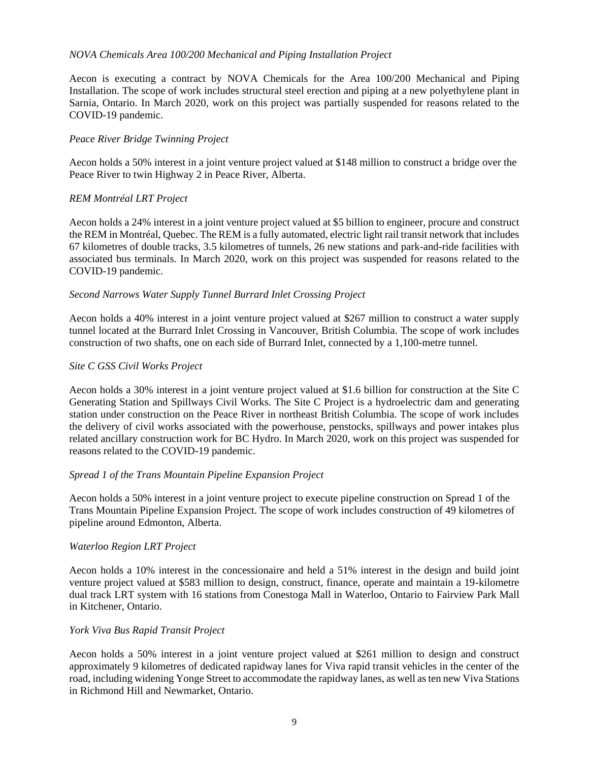*NOVA Chemicals Area 100/200 Mechanical and Piping Installation Project*

Aecon is executing a contract by NOVA Chemicals for the Area 100/200 Mechanical and Piping Installation. The scope of work includes structural steel erection and piping at a new polyethylene plant in Sarnia, Ontario. In March 2020, work on this project was partially suspended for reasons related to the COVID-19 pandemic.

*Peace River Bridge Twinning Project*

Aecon holds a 50% interest in a joint venture project valued at $148 million to construct a bridge over the Peace River to twin Highway 2 in Peace River, Alberta.

*REM Montréal LRT Project*

Aecon holds a 24% interest in a joint venture project valued at $5 billion to engineer, procure and construct the REM in Montréal, Quebec. The REM is a fully automated, electric light rail transit network that includes 67 kilometres of double tracks, 3.5 kilometres of tunnels, 26 new stations and park-and-ride facilities with associated bus terminals. In March 2020, work on this project was suspended for reasons related to the COVID-19 pandemic.

*Second Narrows Water Supply Tunnel Burrard Inlet Crossing Project*

Aecon holds a 40% interest in a joint venture project valued at $267 million to construct a water supply tunnel located at the Burrard Inlet Crossing in Vancouver, British Columbia. The scope of work includes construction of two shafts, one on each side of Burrard Inlet, connected by a 1,100-metre tunnel.

*Site C GSS Civil Works Project*

Aecon holds a 30% interest in a joint venture project valued at $1.6 billion for construction at the Site C Generating Station and Spillways Civil Works. The Site C Project is a hydroelectric dam and generating station under construction on the Peace River in northeast British Columbia. The scope of work includes the delivery of civil works associated with the powerhouse, penstocks, spillways and power intakes plus related ancillary construction work for BC Hydro. In March 2020, work on this project was suspended for reasons related to the COVID-19 pandemic.

*Spread 1 of the Trans Mountain Pipeline Expansion Project*

Aecon holds a 50% interest in a joint venture project to execute pipeline construction on Spread 1 of the Trans Mountain Pipeline Expansion Project. The scope of work includes construction of 49 kilometres of pipeline around Edmonton, Alberta.

*Waterloo Region LRT Project*

Aecon holds a 10% interest in the concessionaire and held a 51% interest in the design and build joint venture project valued at $583 million to design, construct, finance, operate and maintain a 19-kilometre dual track LRT system with 16 stations from Conestoga Mall in Waterloo, Ontario to Fairview Park Mall in Kitchener, Ontario.

*York Viva Bus Rapid Transit Project*

Aecon holds a 50% interest in a joint venture project valued at $261 million to design and construct approximately 9 kilometres of dedicated rapidway lanes for Viva rapid transit vehicles in the center of the road, including widening Yonge Street to accommodate the rapidway lanes, as well as ten new Viva Stations in Richmond Hill and Newmarket, Ontario.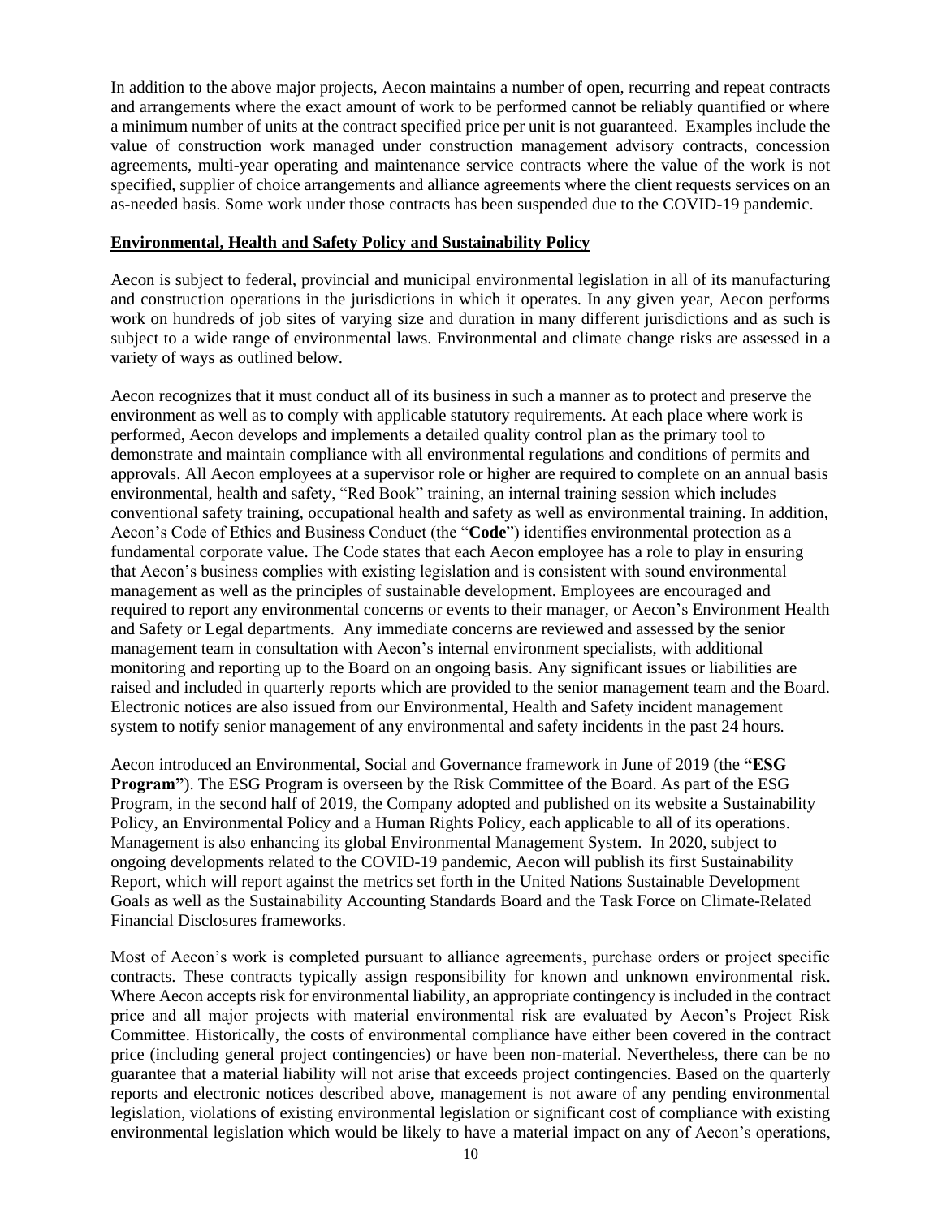In addition to the above major projects, Aecon maintains a number of open, recurring and repeat contracts and arrangements where the exact amount of work to be performed cannot be reliably quantified or where a minimum number of units at the contract specified price per unit is not guaranteed. Examples include the value of construction work managed under construction management advisory contracts, concession agreements, multi-year operating and maintenance service contracts where the value of the work is not specified, supplier of choice arrangements and alliance agreements where the client requests services on an as-needed basis. Some work under those contracts has been suspended due to the COVID-19 pandemic.

## Environmental, Health and Safety Policy and Sustainability Policy

Aecon is subject to federal, provincial and municipal environmental legislation in all of its manufacturing and construction operations in the jurisdictions in which it operates. In any given year, Aecon performs work on hundreds of job sites of varying size and duration in many different jurisdictions and as such is subject to a wide range of environmental laws. Environmental and climate change risks are assessed in a variety of ways as outlined below.

Aecon recognizes that it must conduct all of its business in such a manner as to protect and preserve the environment as well as to comply with applicable statutory requirements. At each place where work is performed, Aecon develops and implements a detailed quality control plan as the primary tool to demonstrate and maintain compliance with all environmental regulations and conditions of permits and approvals. All Aecon employees at a supervisor role or higher are required to complete on an annual basis environmental, health and safety, "Red Book" training, an internal training session which includes conventional safety training, occupational health and safety as well as environmental training. In addition, Aecon's Code of Ethics and Business Conduct (the "**Code**") identifies environmental protection as a fundamental corporate value. The Code states that each Aecon employee has a role to play in ensuring that Aecon's business complies with existing legislation and is consistent with sound environmental management as well as the principles of sustainable development. Employees are encouraged and required to report any environmental concerns or events to their manager, or Aecon's Environment Health and Safety or Legal departments. Any immediate concerns are reviewed and assessed by the senior management team in consultation with Aecon's internal environment specialists, with additional monitoring and reporting up to the Board on an ongoing basis. Any significant issues or liabilities are raised and included in quarterly reports which are provided to the senior management team and the Board. Electronic notices are also issued from our Environmental, Health and Safety incident management system to notify senior management of any environmental and safety incidents in the past 24 hours.

Aecon introduced an Environmental, Social and Governance framework in June of 2019 (the **"ESG Program"**). The ESG Program is overseen by the Risk Committee of the Board. As part of the ESG Program, in the second half of 2019, the Company adopted and published on its website a Sustainability Policy, an Environmental Policy and a Human Rights Policy, each applicable to all of its operations. Management is also enhancing its global Environmental Management System. In 2020, subject to ongoing developments related to the COVID-19 pandemic, Aecon will publish its first Sustainability Report, which will report against the metrics set forth in the United Nations Sustainable Development Goals as well as the Sustainability Accounting Standards Board and the Task Force on Climate-Related Financial Disclosures frameworks.

Most of Aecon's work is completed pursuant to alliance agreements, purchase orders or project specific contracts. These contracts typically assign responsibility for known and unknown environmental risk. Where Aecon accepts risk for environmental liability, an appropriate contingency is included in the contract price and all major projects with material environmental risk are evaluated by Aecon's Project Risk Committee. Historically, the costs of environmental compliance have either been covered in the contract price (including general project contingencies) or have been non-material. Nevertheless, there can be no guarantee that a material liability will not arise that exceeds project contingencies. Based on the quarterly reports and electronic notices described above, management is not aware of any pending environmental legislation, violations of existing environmental legislation or significant cost of compliance with existing environmental legislation which would be likely to have a material impact on any of Aecon's operations,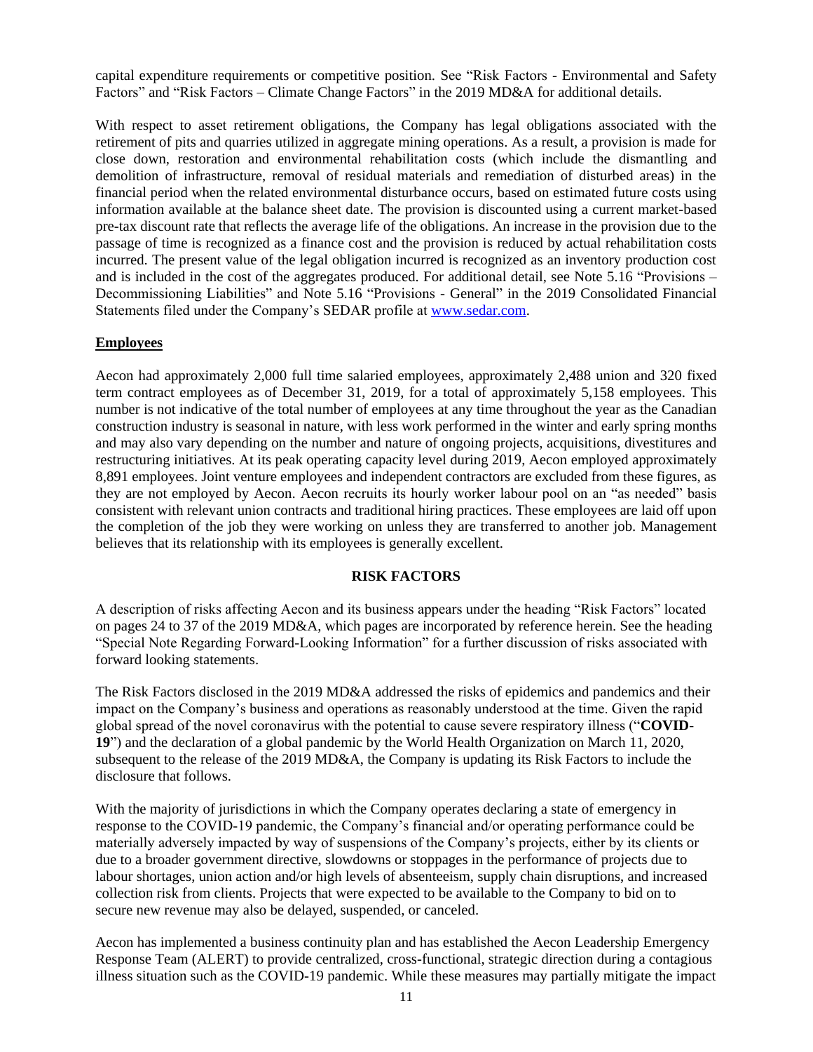capital expenditure requirements or competitive position. See "Risk Factors - Environmental and Safety Factors" and "Risk Factors – Climate Change Factors" in the 2019 MD&A for additional details.

With respect to asset retirement obligations, the Company has legal obligations associated with the retirement of pits and quarries utilized in aggregate mining operations. As a result, a provision is made for close down, restoration and environmental rehabilitation costs (which include the dismantling and demolition of infrastructure, removal of residual materials and remediation of disturbed areas) in the financial period when the related environmental disturbance occurs, based on estimated future costs using information available at the balance sheet date. The provision is discounted using a current market-based pre-tax discount rate that reflects the average life of the obligations. An increase in the provision due to the passage of time is recognized as a finance cost and the provision is reduced by actual rehabilitation costs incurred. The present value of the legal obligation incurred is recognized as an inventory production cost and is included in the cost of the aggregates produced. For additional detail, see Note 5.16 "Provisions – Decommissioning Liabilities" and Note 5.16 "Provisions - General" in the 2019 Consolidated Financial Statements filed under the Company's SEDAR profile at www.sedar.com.

**Employees**

Aecon had approximately 2,000 full time salaried employees, approximately 2,488 union and 320 fixed term contract employees as of December 31, 2019, for a total of approximately 5,158 employees. This number is not indicative of the total number of employees at any time throughout the year as the Canadian construction industry is seasonal in nature, with less work performed in the winter and early spring months and may also vary depending on the number and nature of ongoing projects, acquisitions, divestitures and restructuring initiatives. At its peak operating capacity level during 2019, Aecon employed approximately 8,891 employees. Joint venture employees and independent contractors are excluded from these figures, as they are not employed by Aecon. Aecon recruits its hourly worker labour pool on an "as needed" basis consistent with relevant union contracts and traditional hiring practices. These employees are laid off upon the completion of the job they were working on unless they are transferred to another job. Management believes that its relationship with its employees is generally excellent.

## RISK FACTORS

A description of risks affecting Aecon and its business appears under the heading "Risk Factors" located on pages 24 to 37 of the 2019 MD&A, which pages are incorporated by reference herein. See the heading "Special Note Regarding Forward-Looking Information" for a further discussion of risks associated with forward looking statements.

The Risk Factors disclosed in the 2019 MD&A addressed the risks of epidemics and pandemics and their impact on the Company's business and operations as reasonably understood at the time. Given the rapid global spread of the novel coronavirus with the potential to cause severe respiratory illness ("**COVID-19**") and the declaration of a global pandemic by the World Health Organization on March 11, 2020, subsequent to the release of the 2019 MD&A, the Company is updating its Risk Factors to include the disclosure that follows.

With the majority of jurisdictions in which the Company operates declaring a state of emergency in response to the COVID-19 pandemic, the Company's financial and/or operating performance could be materially adversely impacted by way of suspensions of the Company's projects, either by its clients or due to a broader government directive, slowdowns or stoppages in the performance of projects due to labour shortages, union action and/or high levels of absenteeism, supply chain disruptions, and increased collection risk from clients. Projects that were expected to be available to the Company to bid on to secure new revenue may also be delayed, suspended, or canceled.

Aecon has implemented a business continuity plan and has established the Aecon Leadership Emergency Response Team (ALERT) to provide centralized, cross-functional, strategic direction during a contagious illness situation such as the COVID-19 pandemic. While these measures may partially mitigate the impact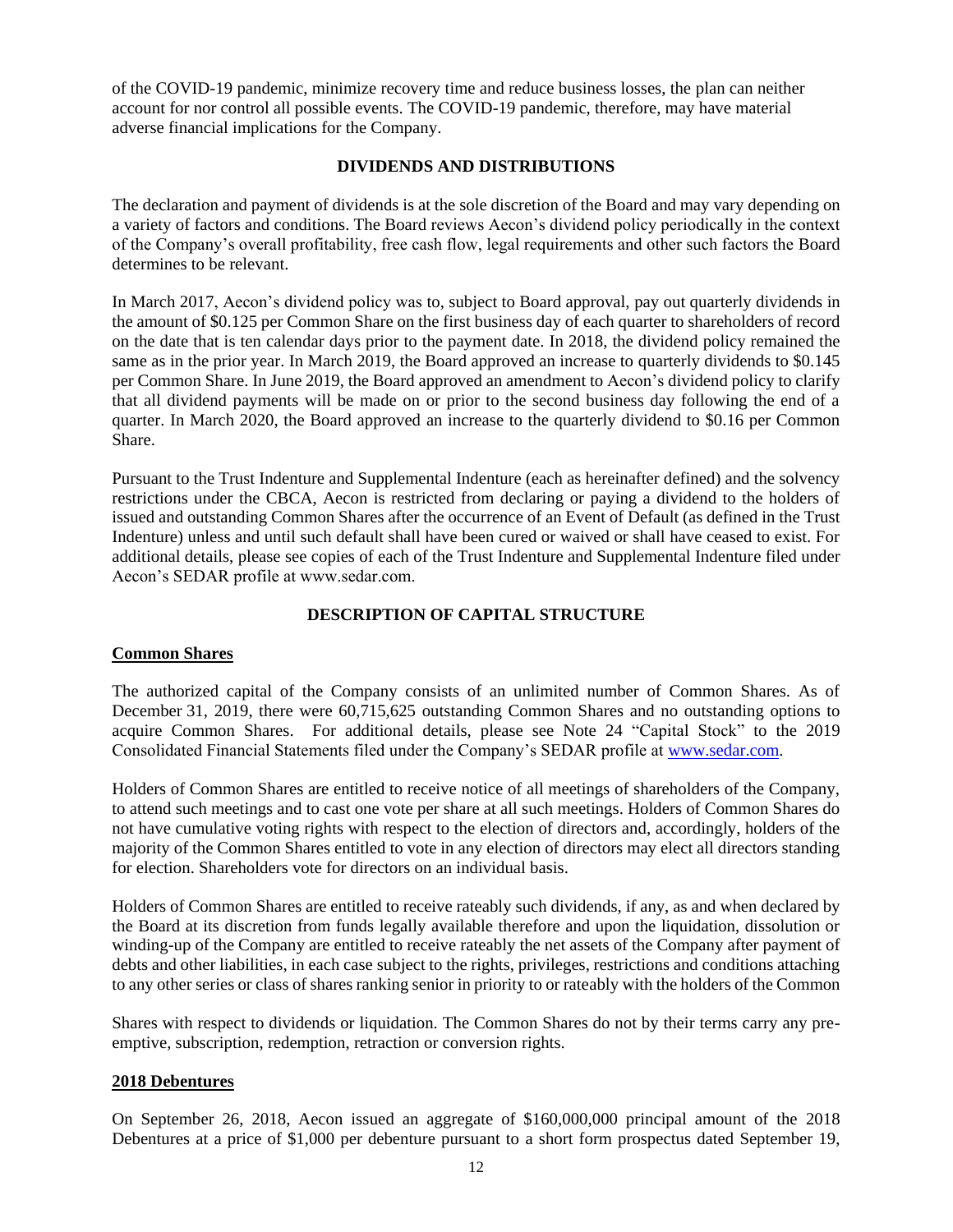of the COVID-19 pandemic, minimize recovery time and reduce business losses, the plan can neither account for nor control all possible events. The COVID-19 pandemic, therefore, may have material adverse financial implications for the Company.

## DIVIDENDS AND DISTRIBUTIONS

The declaration and payment of dividends is at the sole discretion of the Board and may vary depending on a variety of factors and conditions. The Board reviews Aecon's dividend policy periodically in the context of the Company's overall profitability, free cash flow, legal requirements and other such factors the Board determines to be relevant.

In March 2017, Aecon's dividend policy was to, subject to Board approval, pay out quarterly dividends in the amount of $0.125 per Common Share on the first business day of each quarter to shareholders of record on the date that is ten calendar days prior to the payment date. In 2018, the dividend policy remained the same as in the prior year. In March 2019, the Board approved an increase to quarterly dividends to $0.145 per Common Share. In June 2019, the Board approved an amendment to Aecon's dividend policy to clarify that all dividend payments will be made on or prior to the second business day following the end of a quarter. In March 2020, the Board approved an increase to the quarterly dividend to $0.16 per Common Share.

Pursuant to the Trust Indenture and Supplemental Indenture (each as hereinafter defined) and the solvency restrictions under the CBCA, Aecon is restricted from declaring or paying a dividend to the holders of issued and outstanding Common Shares after the occurrence of an Event of Default (as defined in the Trust Indenture) unless and until such default shall have been cured or waived or shall have ceased to exist. For additional details, please see copies of each of the Trust Indenture and Supplemental Indenture filed under Aecon's SEDAR profile at www.sedar.com.

## DESCRIPTION OF CAPITAL STRUCTURE

### Common Shares

The authorized capital of the Company consists of an unlimited number of Common Shares. As of December 31, 2019, there were 60,715,625 outstanding Common Shares and no outstanding options to acquire Common Shares. For additional details, please see Note 24 "Capital Stock" to the 2019 Consolidated Financial Statements filed under the Company's SEDAR profile at www.sedar.com.

Holders of Common Shares are entitled to receive notice of all meetings of shareholders of the Company, to attend such meetings and to cast one vote per share at all such meetings. Holders of Common Shares do not have cumulative voting rights with respect to the election of directors and, accordingly, holders of the majority of the Common Shares entitled to vote in any election of directors may elect all directors standing for election. Shareholders vote for directors on an individual basis.

Holders of Common Shares are entitled to receive rateably such dividends, if any, as and when declared by the Board at its discretion from funds legally available therefore and upon the liquidation, dissolution or winding-up of the Company are entitled to receive rateably the net assets of the Company after payment of debts and other liabilities, in each case subject to the rights, privileges, restrictions and conditions attaching to any other series or class of shares ranking senior in priority to or rateably with the holders of the Common Shares with respect to dividends or liquidation. The Common Shares do not by their terms carry any pre-emptive, subscription, redemption, retraction or conversion rights.

### 2018 Debentures

On September 26, 2018, Aecon issued an aggregate of $160,000,000 principal amount of the 2018 Debentures at a price of $1,000 per debenture pursuant to a short form prospectus dated September 19,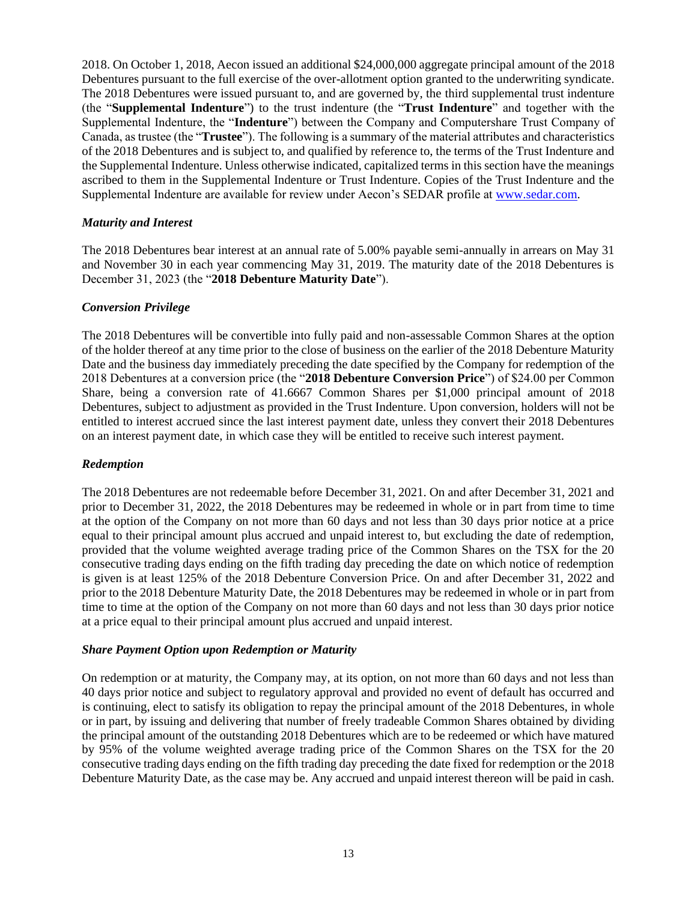2018. On October 1, 2018, Aecon issued an additional $24,000,000 aggregate principal amount of the 2018 Debentures pursuant to the full exercise of the over-allotment option granted to the underwriting syndicate. The 2018 Debentures were issued pursuant to, and are governed by, the third supplemental trust indenture (the "**Supplemental Indenture**") to the trust indenture (the "**Trust Indenture**" and together with the Supplemental Indenture, the "**Indenture**") between the Company and Computershare Trust Company of Canada, as trustee (the "**Trustee**"). The following is a summary of the material attributes and characteristics of the 2018 Debentures and is subject to, and qualified by reference to, the terms of the Trust Indenture and the Supplemental Indenture. Unless otherwise indicated, capitalized terms in this section have the meanings ascribed to them in the Supplemental Indenture or Trust Indenture. Copies of the Trust Indenture and the Supplemental Indenture are available for review under Aecon's SEDAR profile at www.sedar.com.

***Maturity and Interest***

The 2018 Debentures bear interest at an annual rate of 5.00% payable semi-annually in arrears on May 31 and November 30 in each year commencing May 31, 2019. The maturity date of the 2018 Debentures is December 31, 2023 (the "**2018 Debenture Maturity Date**").

***Conversion Privilege***

The 2018 Debentures will be convertible into fully paid and non-assessable Common Shares at the option of the holder thereof at any time prior to the close of business on the earlier of the 2018 Debenture Maturity Date and the business day immediately preceding the date specified by the Company for redemption of the 2018 Debentures at a conversion price (the "**2018 Debenture Conversion Price**") of $24.00 per Common Share, being a conversion rate of 41.6667 Common Shares per $1,000 principal amount of 2018 Debentures, subject to adjustment as provided in the Trust Indenture. Upon conversion, holders will not be entitled to interest accrued since the last interest payment date, unless they convert their 2018 Debentures on an interest payment date, in which case they will be entitled to receive such interest payment.

***Redemption***

The 2018 Debentures are not redeemable before December 31, 2021. On and after December 31, 2021 and prior to December 31, 2022, the 2018 Debentures may be redeemed in whole or in part from time to time at the option of the Company on not more than 60 days and not less than 30 days prior notice at a price equal to their principal amount plus accrued and unpaid interest to, but excluding the date of redemption, provided that the volume weighted average trading price of the Common Shares on the TSX for the 20 consecutive trading days ending on the fifth trading day preceding the date on which notice of redemption is given is at least 125% of the 2018 Debenture Conversion Price. On and after December 31, 2022 and prior to the 2018 Debenture Maturity Date, the 2018 Debentures may be redeemed in whole or in part from time to time at the option of the Company on not more than 60 days and not less than 30 days prior notice at a price equal to their principal amount plus accrued and unpaid interest.

***Share Payment Option upon Redemption or Maturity***

On redemption or at maturity, the Company may, at its option, on not more than 60 days and not less than 40 days prior notice and subject to regulatory approval and provided no event of default has occurred and is continuing, elect to satisfy its obligation to repay the principal amount of the 2018 Debentures, in whole or in part, by issuing and delivering that number of freely tradeable Common Shares obtained by dividing the principal amount of the outstanding 2018 Debentures which are to be redeemed or which have matured by 95% of the volume weighted average trading price of the Common Shares on the TSX for the 20 consecutive trading days ending on the fifth trading day preceding the date fixed for redemption or the 2018 Debenture Maturity Date, as the case may be. Any accrued and unpaid interest thereon will be paid in cash.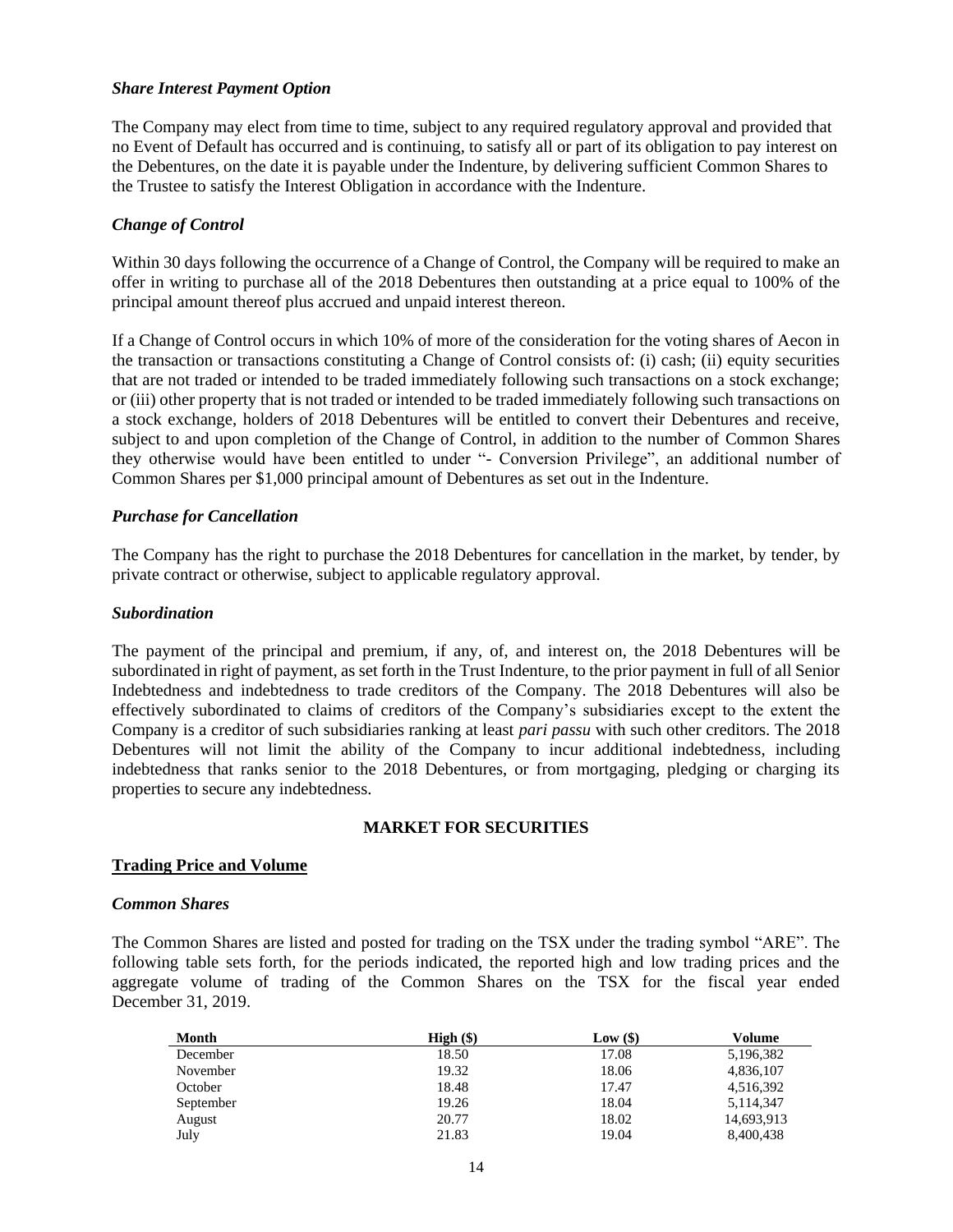### *Share Interest Payment Option*

The Company may elect from time to time, subject to any required regulatory approval and provided that no Event of Default has occurred and is continuing, to satisfy all or part of its obligation to pay interest on the Debentures, on the date it is payable under the Indenture, by delivering sufficient Common Shares to the Trustee to satisfy the Interest Obligation in accordance with the Indenture.

### *Change of Control*

Within 30 days following the occurrence of a Change of Control, the Company will be required to make an offer in writing to purchase all of the 2018 Debentures then outstanding at a price equal to 100% of the principal amount thereof plus accrued and unpaid interest thereon.

If a Change of Control occurs in which 10% of more of the consideration for the voting shares of Aecon in the transaction or transactions constituting a Change of Control consists of: (i) cash; (ii) equity securities that are not traded or intended to be traded immediately following such transactions on a stock exchange; or (iii) other property that is not traded or intended to be traded immediately following such transactions on a stock exchange, holders of 2018 Debentures will be entitled to convert their Debentures and receive, subject to and upon completion of the Change of Control, in addition to the number of Common Shares they otherwise would have been entitled to under "- Conversion Privilege", an additional number of Common Shares per $1,000 principal amount of Debentures as set out in the Indenture.

### *Purchase for Cancellation*

The Company has the right to purchase the 2018 Debentures for cancellation in the market, by tender, by private contract or otherwise, subject to applicable regulatory approval.

### *Subordination*

The payment of the principal and premium, if any, of, and interest on, the 2018 Debentures will be subordinated in right of payment, as set forth in the Trust Indenture, to the prior payment in full of all Senior Indebtedness and indebtedness to trade creditors of the Company. The 2018 Debentures will also be effectively subordinated to claims of creditors of the Company's subsidiaries except to the extent the Company is a creditor of such subsidiaries ranking at least *pari passu* with such other creditors. The 2018 Debentures will not limit the ability of the Company to incur additional indebtedness, including indebtedness that ranks senior to the 2018 Debentures, or from mortgaging, pledging or charging its properties to secure any indebtedness.

## MARKET FOR SECURITIES

### Trading Price and Volume

### *Common Shares*

The Common Shares are listed and posted for trading on the TSX under the trading symbol "ARE". The following table sets forth, for the periods indicated, the reported high and low trading prices and the aggregate volume of trading of the Common Shares on the TSX for the fiscal year ended December 31, 2019.

| Month | High ($) | Low ($) | Volume |
|---|---|---|---|
| December | 18.50 | 17.08 | 5,196,382 |
| November | 19.32 | 18.06 | 4,836,107 |
| October | 18.48 | 17.47 | 4,516,392 |
| September | 19.26 | 18.04 | 5,114,347 |
| August | 20.77 | 18.02 | 14,693,913 |
| July | 21.83 | 19.04 | 8,400,438 |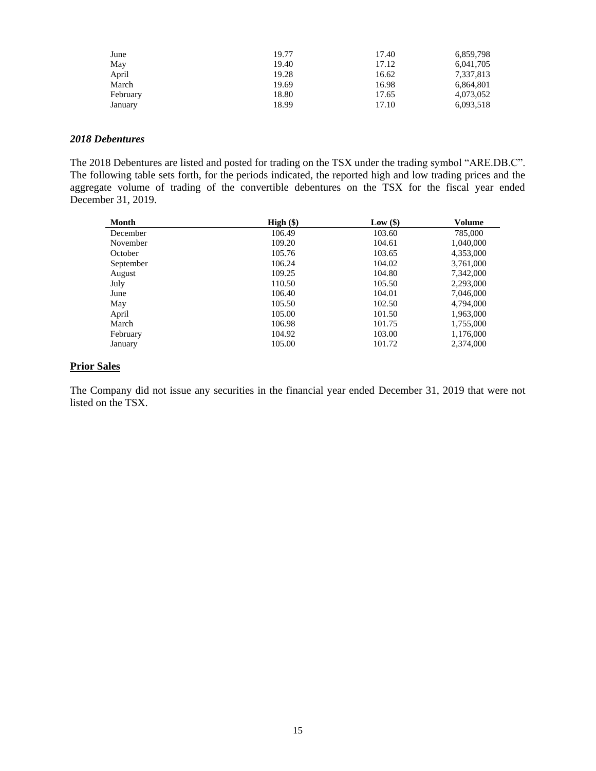| | | | |
|---|---|---|---|
| June | 19.77 | 17.40 | 6,859,798 |
| May | 19.40 | 17.12 | 6,041,705 |
| April | 19.28 | 16.62 | 7,337,813 |
| March | 19.69 | 16.98 | 6,864,801 |
| February | 18.80 | 17.65 | 4,073,052 |
| January | 18.99 | 17.10 | 6,093,518 |

***2018 Debentures***

The 2018 Debentures are listed and posted for trading on the TSX under the trading symbol "ARE.DB.C". The following table sets forth, for the periods indicated, the reported high and low trading prices and the aggregate volume of trading of the convertible debentures on the TSX for the fiscal year ended December 31, 2019.

| Month | High ($) | Low ($) | Volume |
|---|---|---|---|
| December | 106.49 | 103.60 | 785,000 |
| November | 109.20 | 104.61 | 1,040,000 |
| October | 105.76 | 103.65 | 4,353,000 |
| September | 106.24 | 104.02 | 3,761,000 |
| August | 109.25 | 104.80 | 7,342,000 |
| July | 110.50 | 105.50 | 2,293,000 |
| June | 106.40 | 104.01 | 7,046,000 |
| May | 105.50 | 102.50 | 4,794,000 |
| April | 105.00 | 101.50 | 1,963,000 |
| March | 106.98 | 101.75 | 1,755,000 |
| February | 104.92 | 103.00 | 1,176,000 |
| January | 105.00 | 101.72 | 2,374,000 |

## Prior Sales

The Company did not issue any securities in the financial year ended December 31, 2019 that were not listed on the TSX.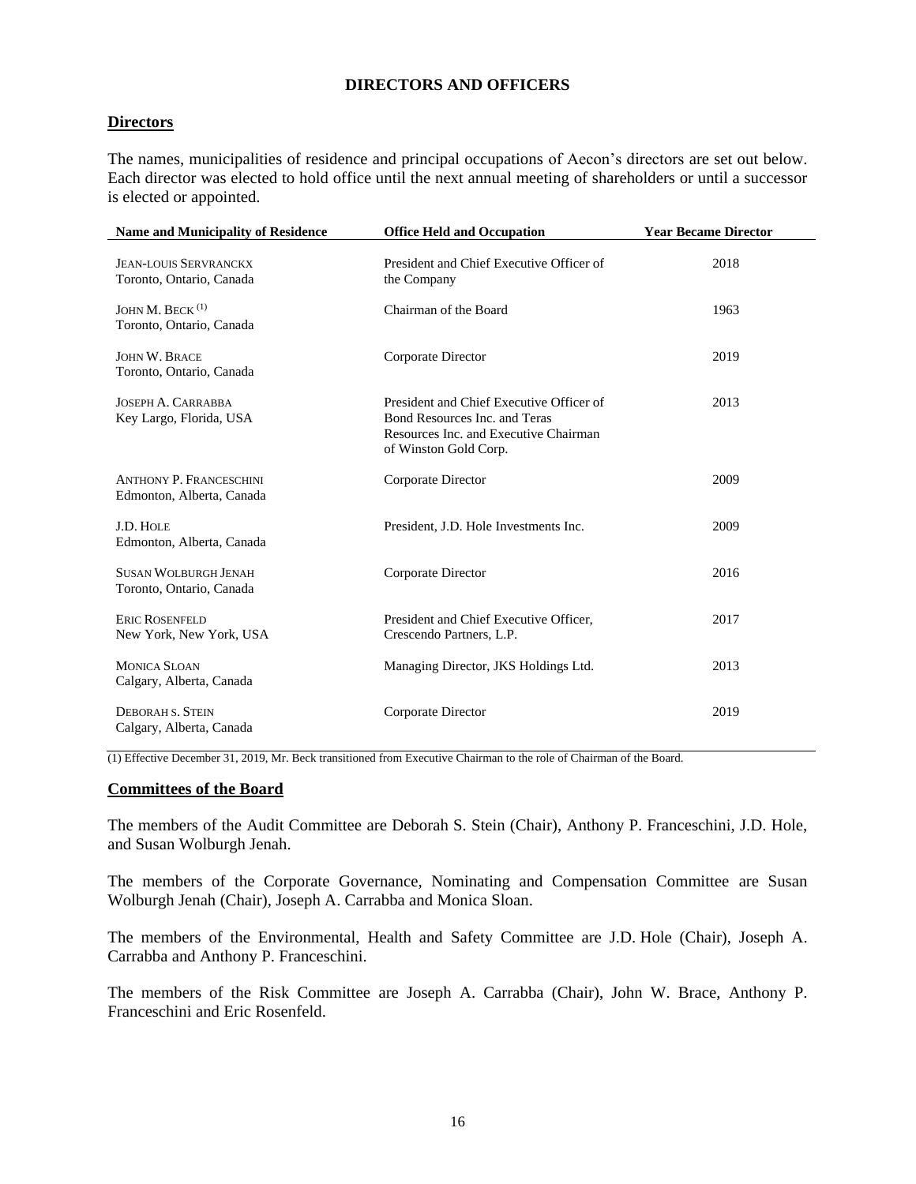# DIRECTORS AND OFFICERS

## Directors

The names, municipalities of residence and principal occupations of Aecon's directors are set out below. Each director was elected to hold office until the next annual meeting of shareholders or until a successor is elected or appointed.

| Name and Municipality of Residence | Office Held and Occupation | Year Became Director |
|---|---|---|
| JEAN-LOUIS SERVRANCKX<br>Toronto, Ontario, Canada | President and Chief Executive Officer of the Company | 2018 |
| JOHN M. BECK [(1)]<br>Toronto, Ontario, Canada | Chairman of the Board | 1963 |
| JOHN W. BRACE<br>Toronto, Ontario, Canada | Corporate Director | 2019 |
| JOSEPH A. CARRABBA<br>Key Largo, Florida, USA | President and Chief Executive Officer of Bond Resources Inc. and Teras Resources Inc. and Executive Chairman of Winston Gold Corp. | 2013 |
| ANTHONY P. FRANCESCHINI<br>Edmonton, Alberta, Canada | Corporate Director | 2009 |
| J.D. HOLE<br>Edmonton, Alberta, Canada | President, J.D. Hole Investments Inc. | 2009 |
| SUSAN WOLBURGH JENAH<br>Toronto, Ontario, Canada | Corporate Director | 2016 |
| ERIC ROSENFELD<br>New York, New York, USA | President and Chief Executive Officer, Crescendo Partners, L.P. | 2017 |
| MONICA SLOAN<br>Calgary, Alberta, Canada | Managing Director, JKS Holdings Ltd. | 2013 |
| DEBORAH S. STEIN<br>Calgary, Alberta, Canada | Corporate Director | 2019 |

(1) Effective December 31, 2019, Mr. Beck transitioned from Executive Chairman to the role of Chairman of the Board.

## Committees of the Board

The members of the Audit Committee are Deborah S. Stein (Chair), Anthony P. Franceschini, J.D. Hole, and Susan Wolburgh Jenah.

The members of the Corporate Governance, Nominating and Compensation Committee are Susan Wolburgh Jenah (Chair), Joseph A. Carrabba and Monica Sloan.

The members of the Environmental, Health and Safety Committee are J.D. Hole (Chair), Joseph A. Carrabba and Anthony P. Franceschini.

The members of the Risk Committee are Joseph A. Carrabba (Chair), John W. Brace, Anthony P. Franceschini and Eric Rosenfeld.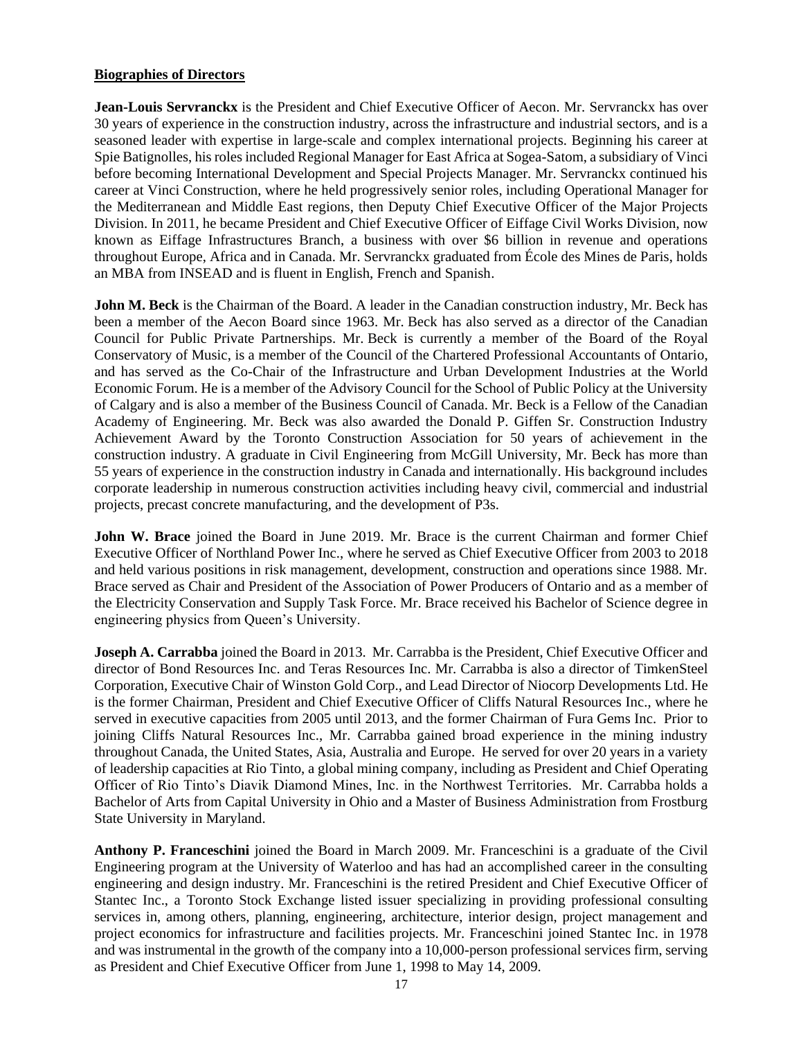**Biographies of Directors**

**Jean-Louis Servranckx** is the President and Chief Executive Officer of Aecon. Mr. Servranckx has over 30 years of experience in the construction industry, across the infrastructure and industrial sectors, and is a seasoned leader with expertise in large-scale and complex international projects. Beginning his career at Spie Batignolles, his roles included Regional Manager for East Africa at Sogea-Satom, a subsidiary of Vinci before becoming International Development and Special Projects Manager. Mr. Servranckx continued his career at Vinci Construction, where he held progressively senior roles, including Operational Manager for the Mediterranean and Middle East regions, then Deputy Chief Executive Officer of the Major Projects Division. In 2011, he became President and Chief Executive Officer of Eiffage Civil Works Division, now known as Eiffage Infrastructures Branch, a business with over $6 billion in revenue and operations throughout Europe, Africa and in Canada. Mr. Servranckx graduated from École des Mines de Paris, holds an MBA from INSEAD and is fluent in English, French and Spanish.

**John M. Beck** is the Chairman of the Board. A leader in the Canadian construction industry, Mr. Beck has been a member of the Aecon Board since 1963. Mr. Beck has also served as a director of the Canadian Council for Public Private Partnerships. Mr. Beck is currently a member of the Board of the Royal Conservatory of Music, is a member of the Council of the Chartered Professional Accountants of Ontario, and has served as the Co-Chair of the Infrastructure and Urban Development Industries at the World Economic Forum. He is a member of the Advisory Council for the School of Public Policy at the University of Calgary and is also a member of the Business Council of Canada. Mr. Beck is a Fellow of the Canadian Academy of Engineering. Mr. Beck was also awarded the Donald P. Giffen Sr. Construction Industry Achievement Award by the Toronto Construction Association for 50 years of achievement in the construction industry. A graduate in Civil Engineering from McGill University, Mr. Beck has more than 55 years of experience in the construction industry in Canada and internationally. His background includes corporate leadership in numerous construction activities including heavy civil, commercial and industrial projects, precast concrete manufacturing, and the development of P3s.

**John W. Brace** joined the Board in June 2019. Mr. Brace is the current Chairman and former Chief Executive Officer of Northland Power Inc., where he served as Chief Executive Officer from 2003 to 2018 and held various positions in risk management, development, construction and operations since 1988. Mr. Brace served as Chair and President of the Association of Power Producers of Ontario and as a member of the Electricity Conservation and Supply Task Force. Mr. Brace received his Bachelor of Science degree in engineering physics from Queen's University.

**Joseph A. Carrabba** joined the Board in 2013. Mr. Carrabba is the President, Chief Executive Officer and director of Bond Resources Inc. and Teras Resources Inc. Mr. Carrabba is also a director of TimkenSteel Corporation, Executive Chair of Winston Gold Corp., and Lead Director of Niocorp Developments Ltd. He is the former Chairman, President and Chief Executive Officer of Cliffs Natural Resources Inc., where he served in executive capacities from 2005 until 2013, and the former Chairman of Fura Gems Inc. Prior to joining Cliffs Natural Resources Inc., Mr. Carrabba gained broad experience in the mining industry throughout Canada, the United States, Asia, Australia and Europe. He served for over 20 years in a variety of leadership capacities at Rio Tinto, a global mining company, including as President and Chief Operating Officer of Rio Tinto's Diavik Diamond Mines, Inc. in the Northwest Territories. Mr. Carrabba holds a Bachelor of Arts from Capital University in Ohio and a Master of Business Administration from Frostburg State University in Maryland.

**Anthony P. Franceschini** joined the Board in March 2009. Mr. Franceschini is a graduate of the Civil Engineering program at the University of Waterloo and has had an accomplished career in the consulting engineering and design industry. Mr. Franceschini is the retired President and Chief Executive Officer of Stantec Inc., a Toronto Stock Exchange listed issuer specializing in providing professional consulting services in, among others, planning, engineering, architecture, interior design, project management and project economics for infrastructure and facilities projects. Mr. Franceschini joined Stantec Inc. in 1978 and was instrumental in the growth of the company into a 10,000-person professional services firm, serving as President and Chief Executive Officer from June 1, 1998 to May 14, 2009.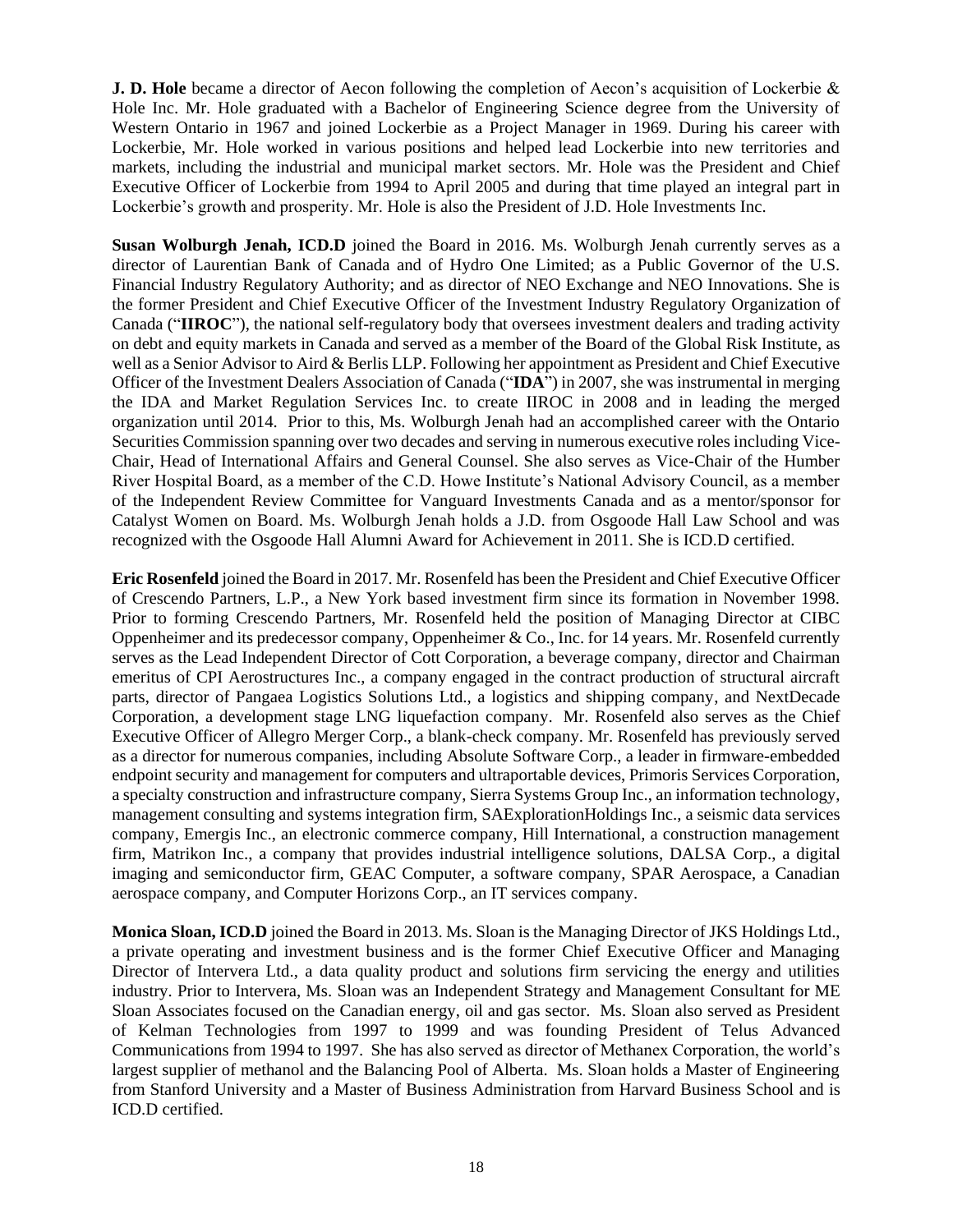**J. D. Hole** became a director of Aecon following the completion of Aecon's acquisition of Lockerbie & Hole Inc. Mr. Hole graduated with a Bachelor of Engineering Science degree from the University of Western Ontario in 1967 and joined Lockerbie as a Project Manager in 1969. During his career with Lockerbie, Mr. Hole worked in various positions and helped lead Lockerbie into new territories and markets, including the industrial and municipal market sectors. Mr. Hole was the President and Chief Executive Officer of Lockerbie from 1994 to April 2005 and during that time played an integral part in Lockerbie's growth and prosperity. Mr. Hole is also the President of J.D. Hole Investments Inc.

**Susan Wolburgh Jenah, ICD.D** joined the Board in 2016. Ms. Wolburgh Jenah currently serves as a director of Laurentian Bank of Canada and of Hydro One Limited; as a Public Governor of the U.S. Financial Industry Regulatory Authority; and as director of NEO Exchange and NEO Innovations. She is the former President and Chief Executive Officer of the Investment Industry Regulatory Organization of Canada ("**IIROC**"), the national self-regulatory body that oversees investment dealers and trading activity on debt and equity markets in Canada and served as a member of the Board of the Global Risk Institute, as well as a Senior Advisor to Aird & Berlis LLP. Following her appointment as President and Chief Executive Officer of the Investment Dealers Association of Canada ("**IDA**") in 2007, she was instrumental in merging the IDA and Market Regulation Services Inc. to create IIROC in 2008 and in leading the merged organization until 2014. Prior to this, Ms. Wolburgh Jenah had an accomplished career with the Ontario Securities Commission spanning over two decades and serving in numerous executive roles including Vice-Chair, Head of International Affairs and General Counsel. She also serves as Vice-Chair of the Humber River Hospital Board, as a member of the C.D. Howe Institute's National Advisory Council, as a member of the Independent Review Committee for Vanguard Investments Canada and as a mentor/sponsor for Catalyst Women on Board. Ms. Wolburgh Jenah holds a J.D. from Osgoode Hall Law School and was recognized with the Osgoode Hall Alumni Award for Achievement in 2011. She is ICD.D certified.

**Eric Rosenfeld** joined the Board in 2017. Mr. Rosenfeld has been the President and Chief Executive Officer of Crescendo Partners, L.P., a New York based investment firm since its formation in November 1998. Prior to forming Crescendo Partners, Mr. Rosenfeld held the position of Managing Director at CIBC Oppenheimer and its predecessor company, Oppenheimer & Co., Inc. for 14 years. Mr. Rosenfeld currently serves as the Lead Independent Director of Cott Corporation, a beverage company, director and Chairman emeritus of CPI Aerostructures Inc., a company engaged in the contract production of structural aircraft parts, director of Pangaea Logistics Solutions Ltd., a logistics and shipping company, and NextDecade Corporation, a development stage LNG liquefaction company. Mr. Rosenfeld also serves as the Chief Executive Officer of Allegro Merger Corp., a blank-check company. Mr. Rosenfeld has previously served as a director for numerous companies, including Absolute Software Corp., a leader in firmware-embedded endpoint security and management for computers and ultraportable devices, Primoris Services Corporation, a specialty construction and infrastructure company, Sierra Systems Group Inc., an information technology, management consulting and systems integration firm, SAExplorationHoldings Inc., a seismic data services company, Emergis Inc., an electronic commerce company, Hill International, a construction management firm, Matrikon Inc., a company that provides industrial intelligence solutions, DALSA Corp., a digital imaging and semiconductor firm, GEAC Computer, a software company, SPAR Aerospace, a Canadian aerospace company, and Computer Horizons Corp., an IT services company.

**Monica Sloan, ICD.D** joined the Board in 2013. Ms. Sloan is the Managing Director of JKS Holdings Ltd., a private operating and investment business and is the former Chief Executive Officer and Managing Director of Intervera Ltd., a data quality product and solutions firm servicing the energy and utilities industry. Prior to Intervera, Ms. Sloan was an Independent Strategy and Management Consultant for ME Sloan Associates focused on the Canadian energy, oil and gas sector. Ms. Sloan also served as President of Kelman Technologies from 1997 to 1999 and was founding President of Telus Advanced Communications from 1994 to 1997. She has also served as director of Methanex Corporation, the world's largest supplier of methanol and the Balancing Pool of Alberta. Ms. Sloan holds a Master of Engineering from Stanford University and a Master of Business Administration from Harvard Business School and is ICD.D certified.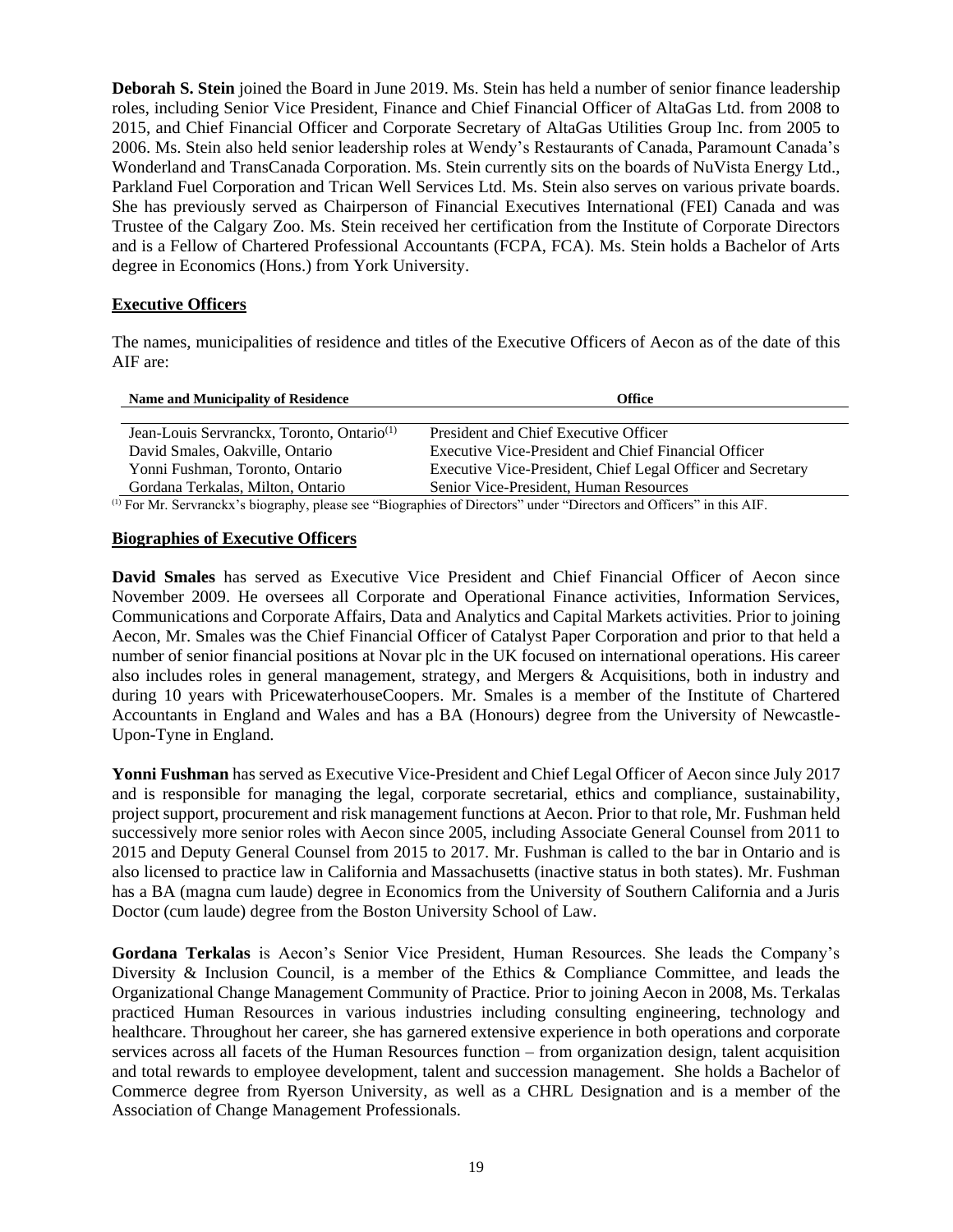**Deborah S. Stein** joined the Board in June 2019. Ms. Stein has held a number of senior finance leadership roles, including Senior Vice President, Finance and Chief Financial Officer of AltaGas Ltd. from 2008 to 2015, and Chief Financial Officer and Corporate Secretary of AltaGas Utilities Group Inc. from 2005 to 2006. Ms. Stein also held senior leadership roles at Wendy's Restaurants of Canada, Paramount Canada's Wonderland and TransCanada Corporation. Ms. Stein currently sits on the boards of NuVista Energy Ltd., Parkland Fuel Corporation and Trican Well Services Ltd. Ms. Stein also serves on various private boards. She has previously served as Chairperson of Financial Executives International (FEI) Canada and was Trustee of the Calgary Zoo. Ms. Stein received her certification from the Institute of Corporate Directors and is a Fellow of Chartered Professional Accountants (FCPA, FCA). Ms. Stein holds a Bachelor of Arts degree in Economics (Hons.) from York University.

## Executive Officers

The names, municipalities of residence and titles of the Executive Officers of Aecon as of the date of this AIF are:

| Name and Municipality of Residence | Office |
|---|---|
| Jean-Louis Servranckx, Toronto, Ontario[(1)] | President and Chief Executive Officer |
| David Smales, Oakville, Ontario | Executive Vice-President and Chief Financial Officer |
| Yonni Fushman, Toronto, Ontario | Executive Vice-President, Chief Legal Officer and Secretary |
| Gordana Terkalas, Milton, Ontario | Senior Vice-President, Human Resources |

[(1)] For Mr. Servranckx's biography, please see "Biographies of Directors" under "Directors and Officers" in this AIF.

## Biographies of Executive Officers

**David Smales** has served as Executive Vice President and Chief Financial Officer of Aecon since November 2009. He oversees all Corporate and Operational Finance activities, Information Services, Communications and Corporate Affairs, Data and Analytics and Capital Markets activities. Prior to joining Aecon, Mr. Smales was the Chief Financial Officer of Catalyst Paper Corporation and prior to that held a number of senior financial positions at Novar plc in the UK focused on international operations. His career also includes roles in general management, strategy, and Mergers & Acquisitions, both in industry and during 10 years with PricewaterhouseCoopers. Mr. Smales is a member of the Institute of Chartered Accountants in England and Wales and has a BA (Honours) degree from the University of Newcastle-Upon-Tyne in England.

**Yonni Fushman** has served as Executive Vice-President and Chief Legal Officer of Aecon since July 2017 and is responsible for managing the legal, corporate secretarial, ethics and compliance, sustainability, project support, procurement and risk management functions at Aecon. Prior to that role, Mr. Fushman held successively more senior roles with Aecon since 2005, including Associate General Counsel from 2011 to 2015 and Deputy General Counsel from 2015 to 2017. Mr. Fushman is called to the bar in Ontario and is also licensed to practice law in California and Massachusetts (inactive status in both states). Mr. Fushman has a BA (magna cum laude) degree in Economics from the University of Southern California and a Juris Doctor (cum laude) degree from the Boston University School of Law.

**Gordana Terkalas** is Aecon's Senior Vice President, Human Resources. She leads the Company's Diversity & Inclusion Council, is a member of the Ethics & Compliance Committee, and leads the Organizational Change Management Community of Practice. Prior to joining Aecon in 2008, Ms. Terkalas practiced Human Resources in various industries including consulting engineering, technology and healthcare. Throughout her career, she has garnered extensive experience in both operations and corporate services across all facets of the Human Resources function – from organization design, talent acquisition and total rewards to employee development, talent and succession management. She holds a Bachelor of Commerce degree from Ryerson University, as well as a CHRL Designation and is a member of the Association of Change Management Professionals.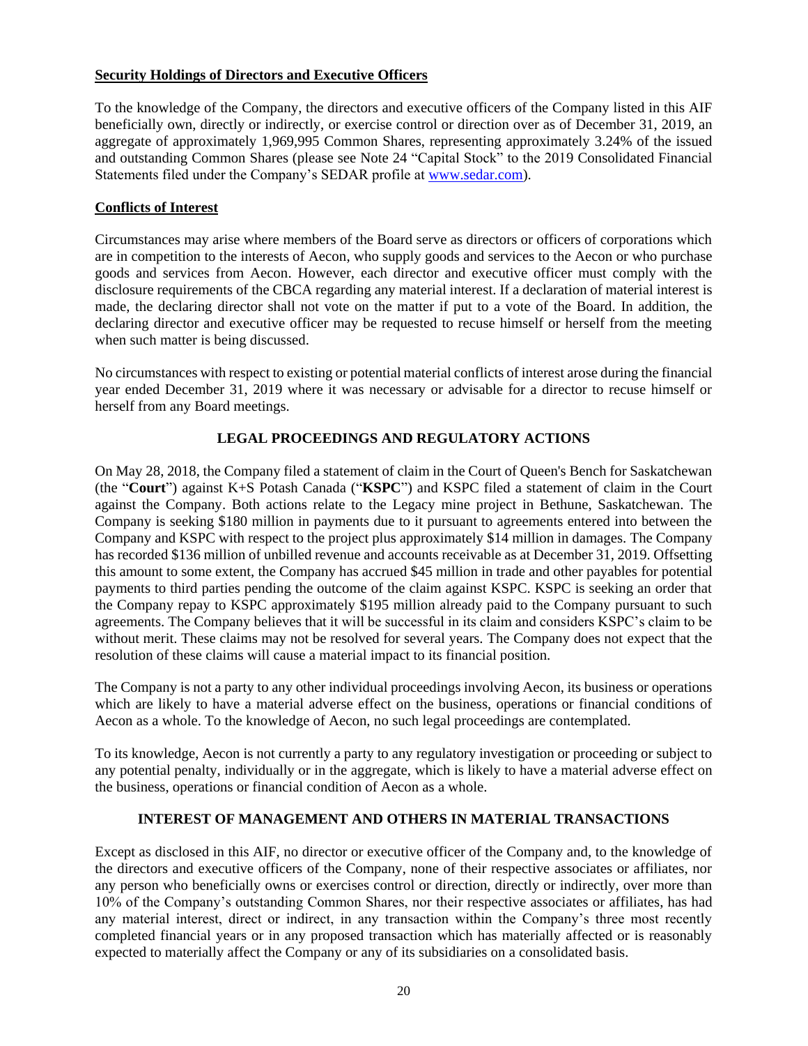**Security Holdings of Directors and Executive Officers**

To the knowledge of the Company, the directors and executive officers of the Company listed in this AIF beneficially own, directly or indirectly, or exercise control or direction over as of December 31, 2019, an aggregate of approximately 1,969,995 Common Shares, representing approximately 3.24% of the issued and outstanding Common Shares (please see Note 24 "Capital Stock" to the 2019 Consolidated Financial Statements filed under the Company's SEDAR profile at www.sedar.com).

**Conflicts of Interest**

Circumstances may arise where members of the Board serve as directors or officers of corporations which are in competition to the interests of Aecon, who supply goods and services to the Aecon or who purchase goods and services from Aecon. However, each director and executive officer must comply with the disclosure requirements of the CBCA regarding any material interest. If a declaration of material interest is made, the declaring director shall not vote on the matter if put to a vote of the Board. In addition, the declaring director and executive officer may be requested to recuse himself or herself from the meeting when such matter is being discussed.

No circumstances with respect to existing or potential material conflicts of interest arose during the financial year ended December 31, 2019 where it was necessary or advisable for a director to recuse himself or herself from any Board meetings.

## LEGAL PROCEEDINGS AND REGULATORY ACTIONS

On May 28, 2018, the Company filed a statement of claim in the Court of Queen's Bench for Saskatchewan (the "**Court**") against K+S Potash Canada ("**KSPC**") and KSPC filed a statement of claim in the Court against the Company. Both actions relate to the Legacy mine project in Bethune, Saskatchewan. The Company is seeking $180 million in payments due to it pursuant to agreements entered into between the Company and KSPC with respect to the project plus approximately $14 million in damages. The Company has recorded $136 million of unbilled revenue and accounts receivable as at December 31, 2019. Offsetting this amount to some extent, the Company has accrued $45 million in trade and other payables for potential payments to third parties pending the outcome of the claim against KSPC. KSPC is seeking an order that the Company repay to KSPC approximately $195 million already paid to the Company pursuant to such agreements. The Company believes that it will be successful in its claim and considers KSPC's claim to be without merit. These claims may not be resolved for several years. The Company does not expect that the resolution of these claims will cause a material impact to its financial position.

The Company is not a party to any other individual proceedings involving Aecon, its business or operations which are likely to have a material adverse effect on the business, operations or financial conditions of Aecon as a whole. To the knowledge of Aecon, no such legal proceedings are contemplated.

To its knowledge, Aecon is not currently a party to any regulatory investigation or proceeding or subject to any potential penalty, individually or in the aggregate, which is likely to have a material adverse effect on the business, operations or financial condition of Aecon as a whole.

## INTEREST OF MANAGEMENT AND OTHERS IN MATERIAL TRANSACTIONS

Except as disclosed in this AIF, no director or executive officer of the Company and, to the knowledge of the directors and executive officers of the Company, none of their respective associates or affiliates, nor any person who beneficially owns or exercises control or direction, directly or indirectly, over more than 10% of the Company's outstanding Common Shares, nor their respective associates or affiliates, has had any material interest, direct or indirect, in any transaction within the Company's three most recently completed financial years or in any proposed transaction which has materially affected or is reasonably expected to materially affect the Company or any of its subsidiaries on a consolidated basis.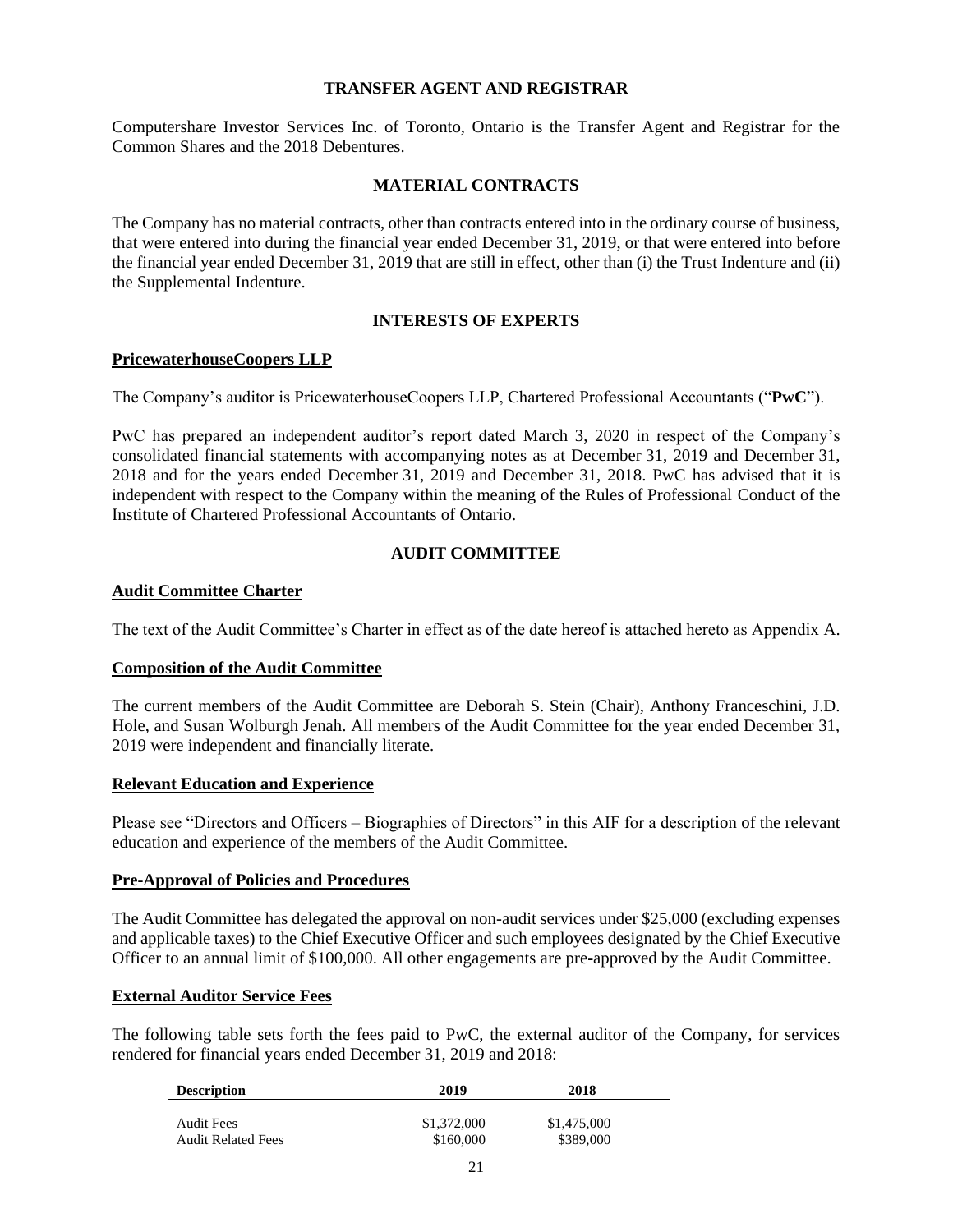## TRANSFER AGENT AND REGISTRAR

Computershare Investor Services Inc. of Toronto, Ontario is the Transfer Agent and Registrar for the Common Shares and the 2018 Debentures.

## MATERIAL CONTRACTS

The Company has no material contracts, other than contracts entered into in the ordinary course of business, that were entered into during the financial year ended December 31, 2019, or that were entered into before the financial year ended December 31, 2019 that are still in effect, other than (i) the Trust Indenture and (ii) the Supplemental Indenture.

## INTERESTS OF EXPERTS

### PricewaterhouseCoopers LLP

The Company's auditor is PricewaterhouseCoopers LLP, Chartered Professional Accountants ("**PwC**").

PwC has prepared an independent auditor's report dated March 3, 2020 in respect of the Company's consolidated financial statements with accompanying notes as at December 31, 2019 and December 31, 2018 and for the years ended December 31, 2019 and December 31, 2018. PwC has advised that it is independent with respect to the Company within the meaning of the Rules of Professional Conduct of the Institute of Chartered Professional Accountants of Ontario.

## AUDIT COMMITTEE

### Audit Committee Charter

The text of the Audit Committee's Charter in effect as of the date hereof is attached hereto as Appendix A.

### Composition of the Audit Committee

The current members of the Audit Committee are Deborah S. Stein (Chair), Anthony Franceschini, J.D. Hole, and Susan Wolburgh Jenah. All members of the Audit Committee for the year ended December 31, 2019 were independent and financially literate.

### Relevant Education and Experience

Please see "Directors and Officers – Biographies of Directors" in this AIF for a description of the relevant education and experience of the members of the Audit Committee.

### Pre-Approval of Policies and Procedures

The Audit Committee has delegated the approval on non-audit services under $25,000 (excluding expenses and applicable taxes) to the Chief Executive Officer and such employees designated by the Chief Executive Officer to an annual limit of $100,000. All other engagements are pre-approved by the Audit Committee.

### External Auditor Service Fees

The following table sets forth the fees paid to PwC, the external auditor of the Company, for services rendered for financial years ended December 31, 2019 and 2018:

| Description | 2019 | 2018 |
|---|---|---|
| Audit Fees | $1,372,000 | $1,475,000 |
| Audit Related Fees | $160,000 | $389,000 |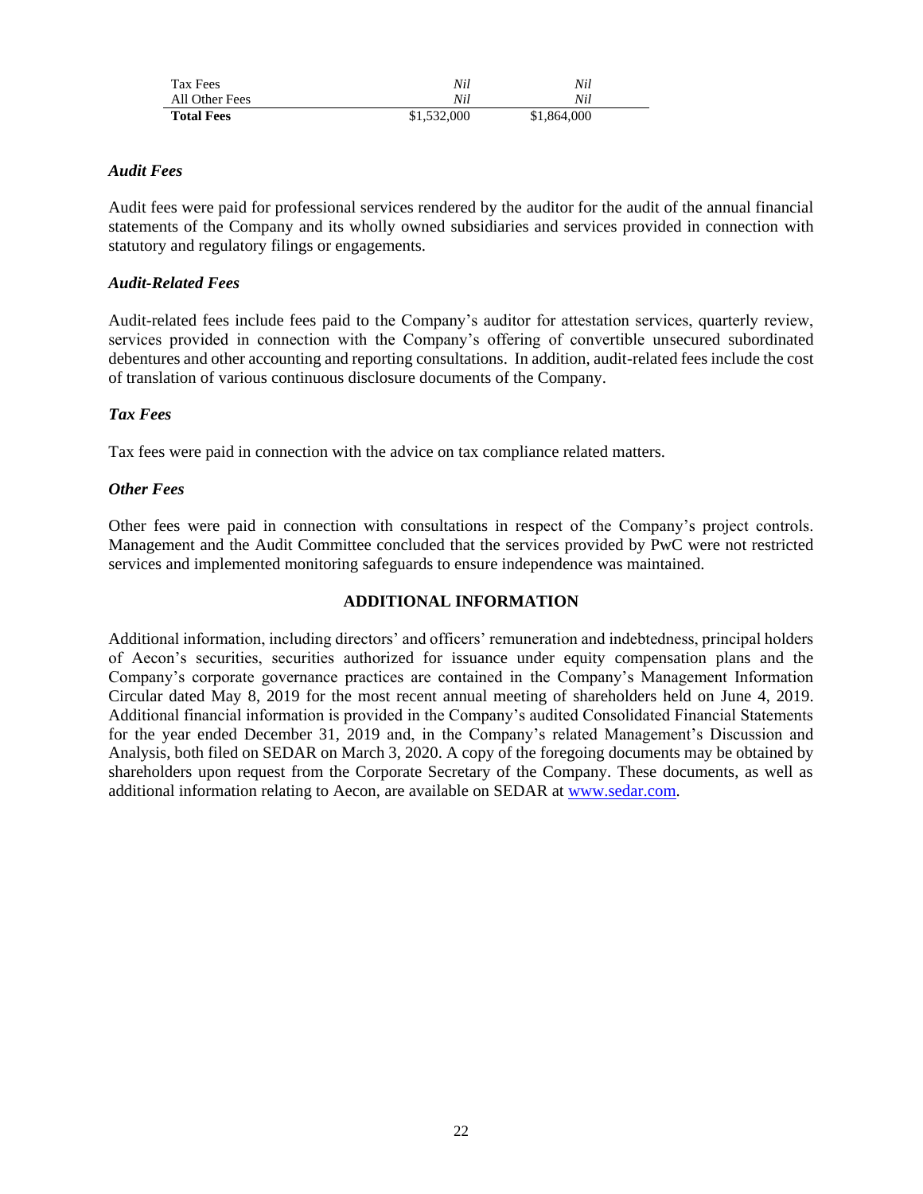| | | |
|---|---|---|
| Tax Fees | *Nil* | *Nil* |
| All Other Fees | *Nil* | *Nil* |
| **Total Fees** | $1,532,000 | $1,864,000 |

***Audit Fees***

Audit fees were paid for professional services rendered by the auditor for the audit of the annual financial statements of the Company and its wholly owned subsidiaries and services provided in connection with statutory and regulatory filings or engagements.

***Audit-Related Fees***

Audit-related fees include fees paid to the Company's auditor for attestation services, quarterly review, services provided in connection with the Company's offering of convertible unsecured subordinated debentures and other accounting and reporting consultations. In addition, audit-related fees include the cost of translation of various continuous disclosure documents of the Company.

***Tax Fees***

Tax fees were paid in connection with the advice on tax compliance related matters.

***Other Fees***

Other fees were paid in connection with consultations in respect of the Company's project controls. Management and the Audit Committee concluded that the services provided by PwC were not restricted services and implemented monitoring safeguards to ensure independence was maintained.

## ADDITIONAL INFORMATION

Additional information, including directors' and officers' remuneration and indebtedness, principal holders of Aecon's securities, securities authorized for issuance under equity compensation plans and the Company's corporate governance practices are contained in the Company's Management Information Circular dated May 8, 2019 for the most recent annual meeting of shareholders held on June 4, 2019. Additional financial information is provided in the Company's audited Consolidated Financial Statements for the year ended December 31, 2019 and, in the Company's related Management's Discussion and Analysis, both filed on SEDAR on March 3, 2020. A copy of the foregoing documents may be obtained by shareholders upon request from the Corporate Secretary of the Company. These documents, as well as additional information relating to Aecon, are available on SEDAR at www.sedar.com.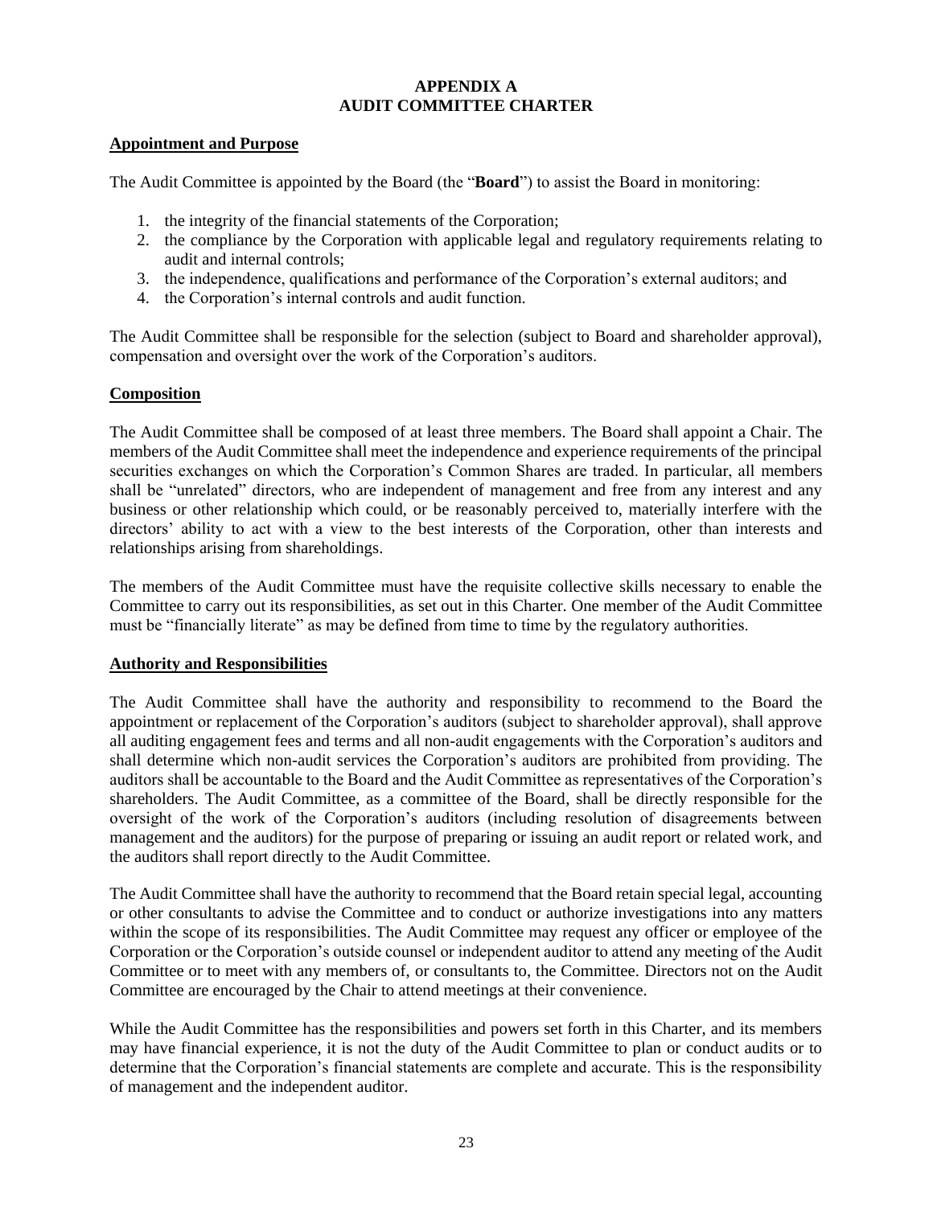# APPENDIX A
# AUDIT COMMITTEE CHARTER

## Appointment and Purpose

The Audit Committee is appointed by the Board (the "**Board**") to assist the Board in monitoring:

1. the integrity of the financial statements of the Corporation;
2. the compliance by the Corporation with applicable legal and regulatory requirements relating to audit and internal controls;
3. the independence, qualifications and performance of the Corporation's external auditors; and
4. the Corporation's internal controls and audit function.

The Audit Committee shall be responsible for the selection (subject to Board and shareholder approval), compensation and oversight over the work of the Corporation's auditors.

## Composition

The Audit Committee shall be composed of at least three members. The Board shall appoint a Chair. The members of the Audit Committee shall meet the independence and experience requirements of the principal securities exchanges on which the Corporation's Common Shares are traded. In particular, all members shall be "unrelated" directors, who are independent of management and free from any interest and any business or other relationship which could, or be reasonably perceived to, materially interfere with the directors' ability to act with a view to the best interests of the Corporation, other than interests and relationships arising from shareholdings.

The members of the Audit Committee must have the requisite collective skills necessary to enable the Committee to carry out its responsibilities, as set out in this Charter. One member of the Audit Committee must be "financially literate" as may be defined from time to time by the regulatory authorities.

## Authority and Responsibilities

The Audit Committee shall have the authority and responsibility to recommend to the Board the appointment or replacement of the Corporation's auditors (subject to shareholder approval), shall approve all auditing engagement fees and terms and all non-audit engagements with the Corporation's auditors and shall determine which non-audit services the Corporation's auditors are prohibited from providing. The auditors shall be accountable to the Board and the Audit Committee as representatives of the Corporation's shareholders. The Audit Committee, as a committee of the Board, shall be directly responsible for the oversight of the work of the Corporation's auditors (including resolution of disagreements between management and the auditors) for the purpose of preparing or issuing an audit report or related work, and the auditors shall report directly to the Audit Committee.

The Audit Committee shall have the authority to recommend that the Board retain special legal, accounting or other consultants to advise the Committee and to conduct or authorize investigations into any matters within the scope of its responsibilities. The Audit Committee may request any officer or employee of the Corporation or the Corporation's outside counsel or independent auditor to attend any meeting of the Audit Committee or to meet with any members of, or consultants to, the Committee. Directors not on the Audit Committee are encouraged by the Chair to attend meetings at their convenience.

While the Audit Committee has the responsibilities and powers set forth in this Charter, and its members may have financial experience, it is not the duty of the Audit Committee to plan or conduct audits or to determine that the Corporation's financial statements are complete and accurate. This is the responsibility of management and the independent auditor.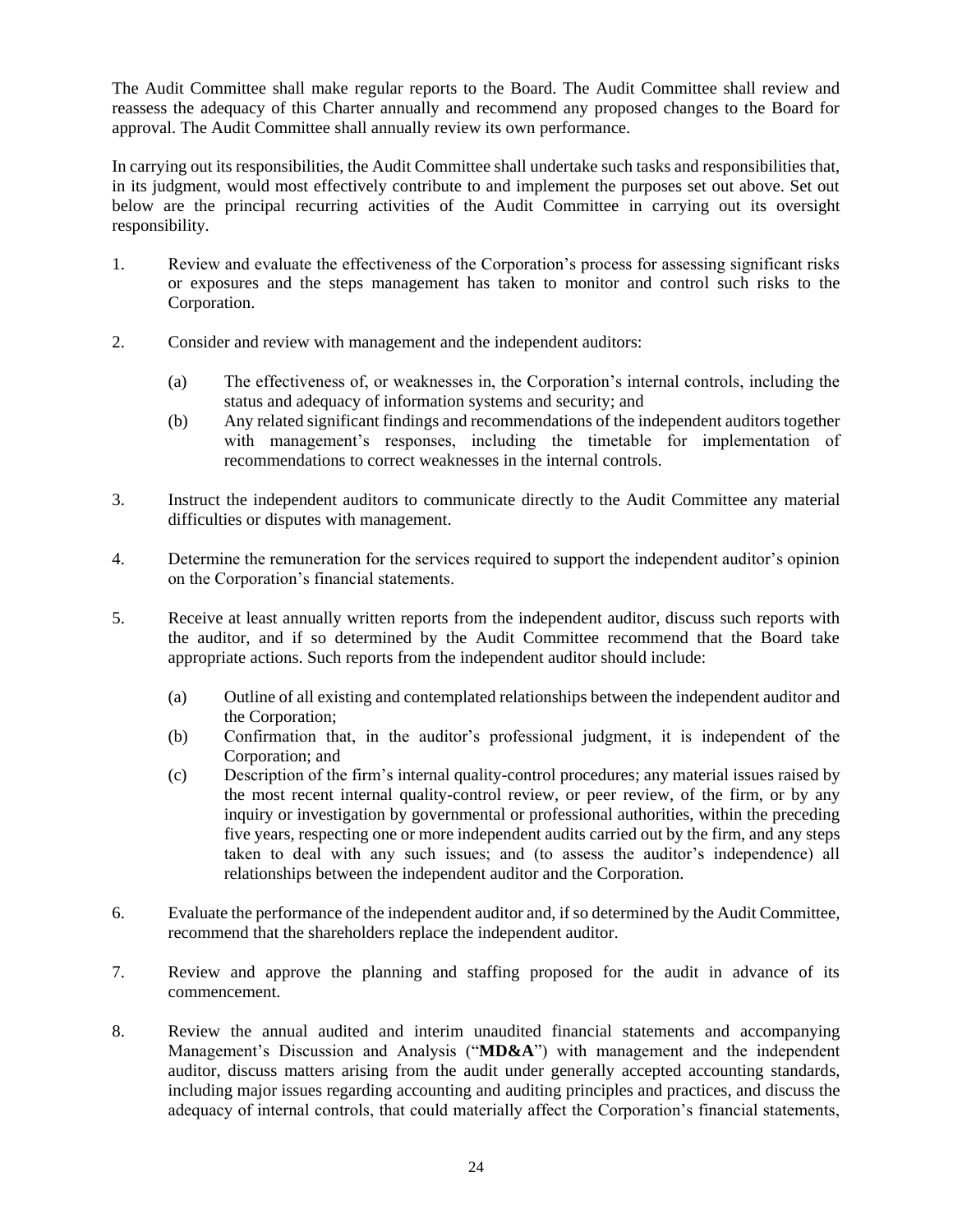The Audit Committee shall make regular reports to the Board. The Audit Committee shall review and reassess the adequacy of this Charter annually and recommend any proposed changes to the Board for approval. The Audit Committee shall annually review its own performance.

In carrying out its responsibilities, the Audit Committee shall undertake such tasks and responsibilities that, in its judgment, would most effectively contribute to and implement the purposes set out above. Set out below are the principal recurring activities of the Audit Committee in carrying out its oversight responsibility.

1. Review and evaluate the effectiveness of the Corporation's process for assessing significant risks or exposures and the steps management has taken to monitor and control such risks to the Corporation.

2. Consider and review with management and the independent auditors:

   (a) The effectiveness of, or weaknesses in, the Corporation's internal controls, including the status and adequacy of information systems and security; and
   
   (b) Any related significant findings and recommendations of the independent auditors together with management's responses, including the timetable for implementation of recommendations to correct weaknesses in the internal controls.

3. Instruct the independent auditors to communicate directly to the Audit Committee any material difficulties or disputes with management.

4. Determine the remuneration for the services required to support the independent auditor's opinion on the Corporation's financial statements.

5. Receive at least annually written reports from the independent auditor, discuss such reports with the auditor, and if so determined by the Audit Committee recommend that the Board take appropriate actions. Such reports from the independent auditor should include:

   (a) Outline of all existing and contemplated relationships between the independent auditor and the Corporation;
   
   (b) Confirmation that, in the auditor's professional judgment, it is independent of the Corporation; and
   
   (c) Description of the firm's internal quality-control procedures; any material issues raised by the most recent internal quality-control review, or peer review, of the firm, or by any inquiry or investigation by governmental or professional authorities, within the preceding five years, respecting one or more independent audits carried out by the firm, and any steps taken to deal with any such issues; and (to assess the auditor's independence) all relationships between the independent auditor and the Corporation.

6. Evaluate the performance of the independent auditor and, if so determined by the Audit Committee, recommend that the shareholders replace the independent auditor.

7. Review and approve the planning and staffing proposed for the audit in advance of its commencement.

8. Review the annual audited and interim unaudited financial statements and accompanying Management's Discussion and Analysis ("**MD&A**") with management and the independent auditor, discuss matters arising from the audit under generally accepted accounting standards, including major issues regarding accounting and auditing principles and practices, and discuss the adequacy of internal controls, that could materially affect the Corporation's financial statements,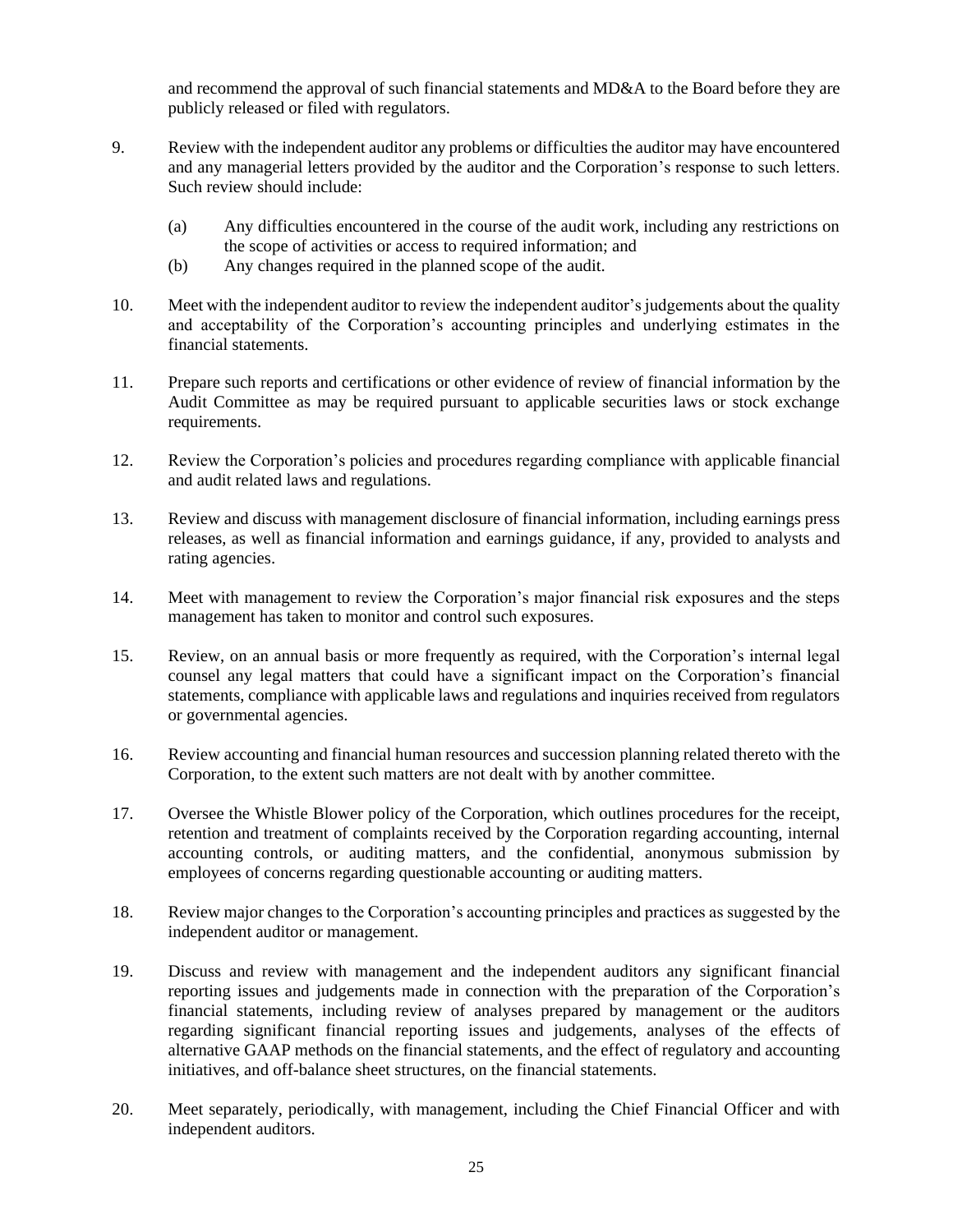and recommend the approval of such financial statements and MD&A to the Board before they are publicly released or filed with regulators.

9. Review with the independent auditor any problems or difficulties the auditor may have encountered and any managerial letters provided by the auditor and the Corporation's response to such letters. Such review should include:

    (a) Any difficulties encountered in the course of the audit work, including any restrictions on the scope of activities or access to required information; and
    (b) Any changes required in the planned scope of the audit.

10. Meet with the independent auditor to review the independent auditor's judgements about the quality and acceptability of the Corporation's accounting principles and underlying estimates in the financial statements.

11. Prepare such reports and certifications or other evidence of review of financial information by the Audit Committee as may be required pursuant to applicable securities laws or stock exchange requirements.

12. Review the Corporation's policies and procedures regarding compliance with applicable financial and audit related laws and regulations.

13. Review and discuss with management disclosure of financial information, including earnings press releases, as well as financial information and earnings guidance, if any, provided to analysts and rating agencies.

14. Meet with management to review the Corporation's major financial risk exposures and the steps management has taken to monitor and control such exposures.

15. Review, on an annual basis or more frequently as required, with the Corporation's internal legal counsel any legal matters that could have a significant impact on the Corporation's financial statements, compliance with applicable laws and regulations and inquiries received from regulators or governmental agencies.

16. Review accounting and financial human resources and succession planning related thereto with the Corporation, to the extent such matters are not dealt with by another committee.

17. Oversee the Whistle Blower policy of the Corporation, which outlines procedures for the receipt, retention and treatment of complaints received by the Corporation regarding accounting, internal accounting controls, or auditing matters, and the confidential, anonymous submission by employees of concerns regarding questionable accounting or auditing matters.

18. Review major changes to the Corporation's accounting principles and practices as suggested by the independent auditor or management.

19. Discuss and review with management and the independent auditors any significant financial reporting issues and judgements made in connection with the preparation of the Corporation's financial statements, including review of analyses prepared by management or the auditors regarding significant financial reporting issues and judgements, analyses of the effects of alternative GAAP methods on the financial statements, and the effect of regulatory and accounting initiatives, and off-balance sheet structures, on the financial statements.

20. Meet separately, periodically, with management, including the Chief Financial Officer and with independent auditors.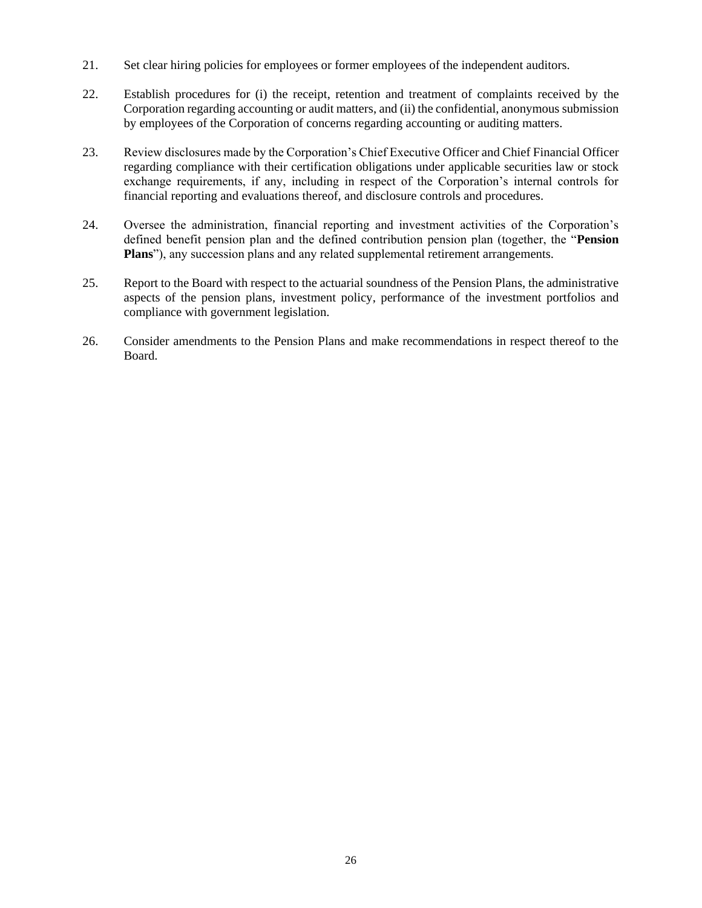21. Set clear hiring policies for employees or former employees of the independent auditors.

22. Establish procedures for (i) the receipt, retention and treatment of complaints received by the Corporation regarding accounting or audit matters, and (ii) the confidential, anonymous submission by employees of the Corporation of concerns regarding accounting or auditing matters.

23. Review disclosures made by the Corporation's Chief Executive Officer and Chief Financial Officer regarding compliance with their certification obligations under applicable securities law or stock exchange requirements, if any, including in respect of the Corporation's internal controls for financial reporting and evaluations thereof, and disclosure controls and procedures.

24. Oversee the administration, financial reporting and investment activities of the Corporation's defined benefit pension plan and the defined contribution pension plan (together, the "**Pension Plans**"), any succession plans and any related supplemental retirement arrangements.

25. Report to the Board with respect to the actuarial soundness of the Pension Plans, the administrative aspects of the pension plans, investment policy, performance of the investment portfolios and compliance with government legislation.

26. Consider amendments to the Pension Plans and make recommendations in respect thereof to the Board.